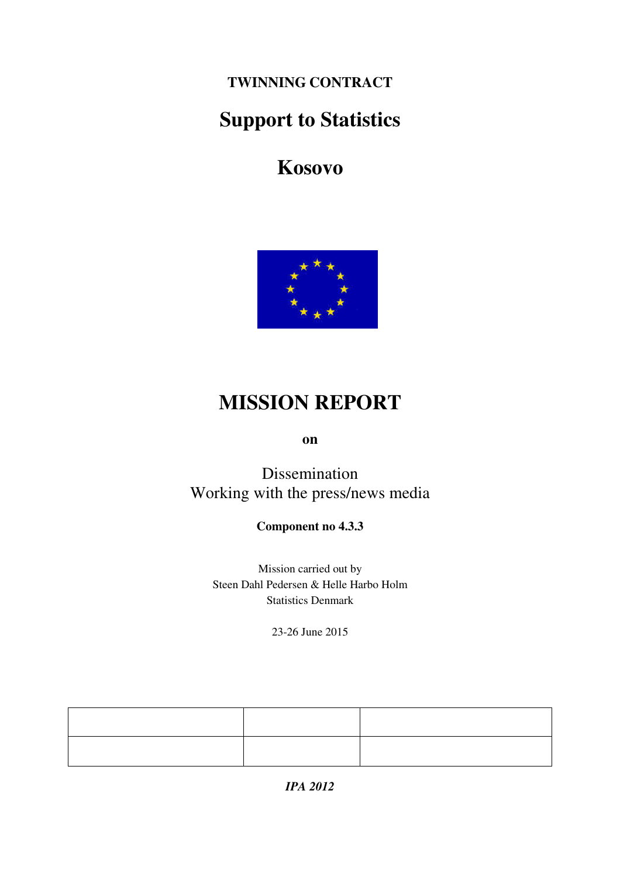**TWINNING CONTRACT**

# Support to Statistics

# Kosovo

# MISSION REPORT

**on**

Dissemination
Working with the press/news media

**Component no 4.3.3**

Mission carried out by
Steen Dahl Pedersen & Helle Harbo Holm
Statistics Denmark

23-26 June 2015

| | | |
|---|---|---|
| | | |

***IPA 2012***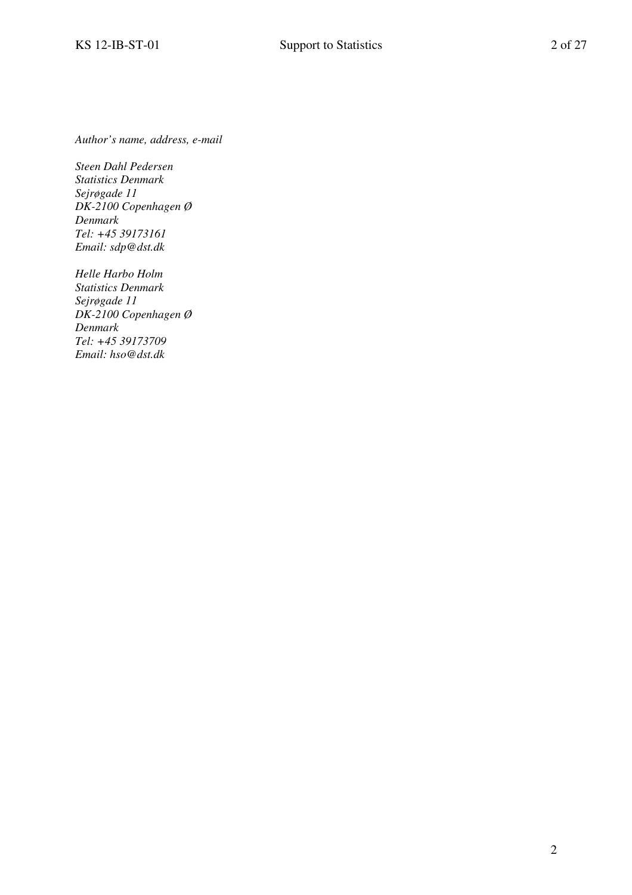*Author's name, address, e-mail*

*Steen Dahl Pedersen*
*Statistics Denmark*
*Sejrøgade 11*
*DK-2100 Copenhagen Ø*
*Denmark*
*Tel: +45 39173161*
*Email: sdp@dst.dk*

*Helle Harbo Holm*
*Statistics Denmark*
*Sejrøgade 11*
*DK-2100 Copenhagen Ø*
*Denmark*
*Tel: +45 39173709*
*Email: hso@dst.dk*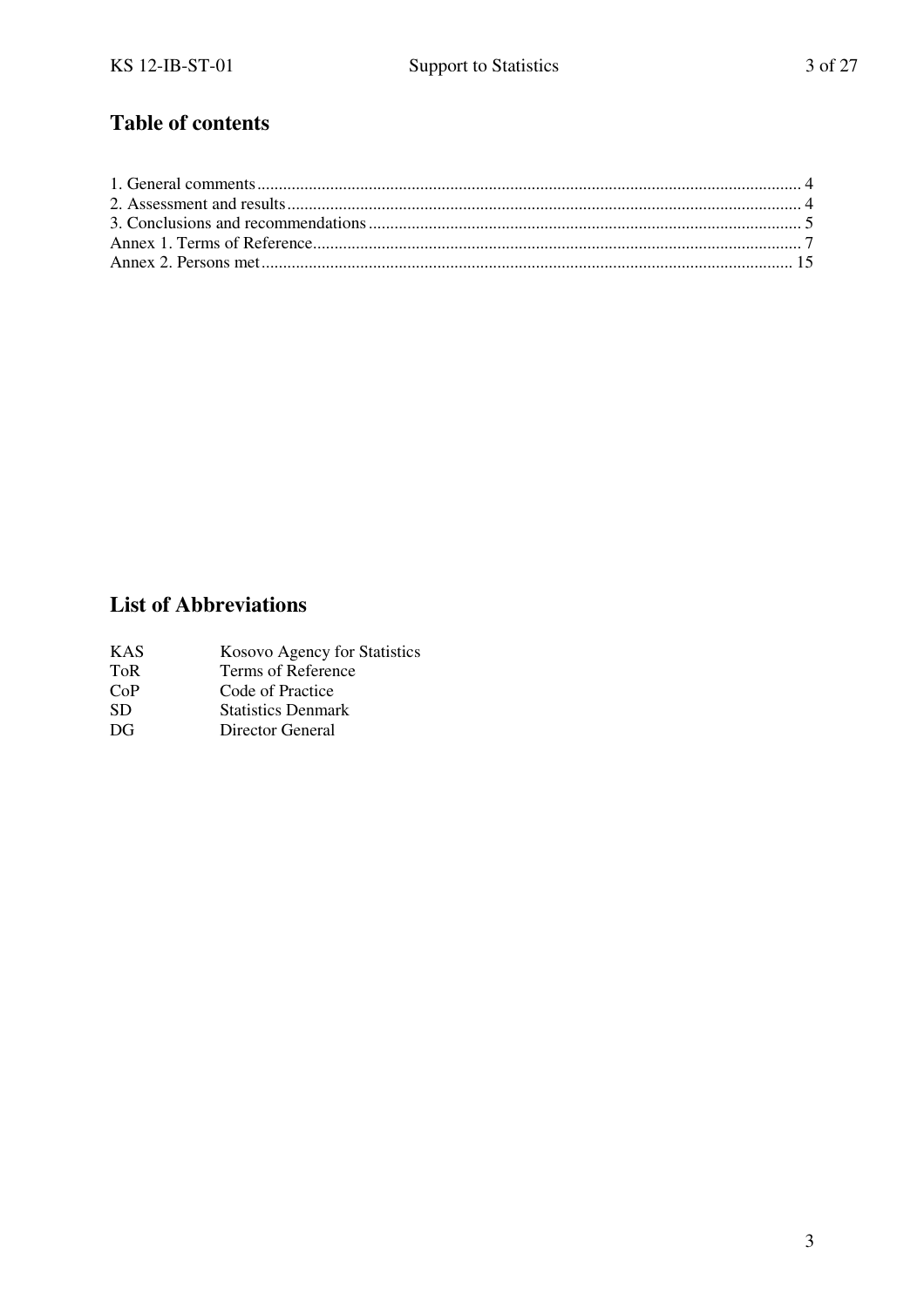## Table of contents

1. General comments ..... 4
2. Assessment and results ..... 4
3. Conclusions and recommendations ..... 5

Annex 1. Terms of Reference ..... 7

Annex 2. Persons met ..... 15

## List of Abbreviations

| | |
|---|---|
| KAS | Kosovo Agency for Statistics |
| ToR | Terms of Reference |
| CoP | Code of Practice |
| SD | Statistics Denmark |
| DG | Director General |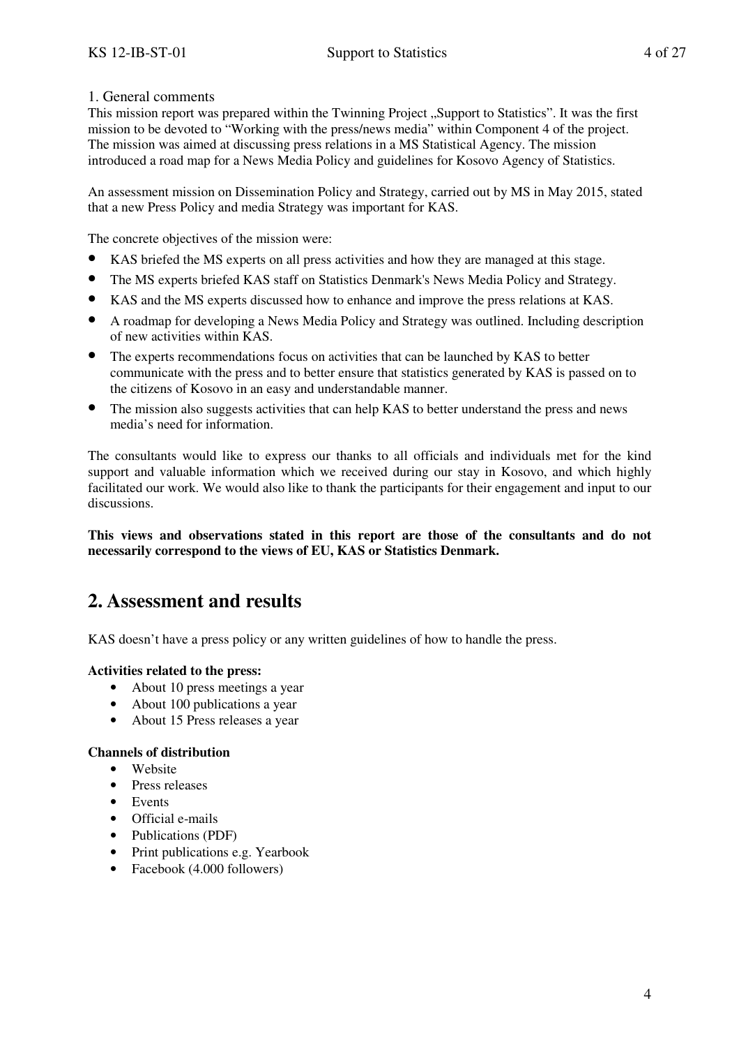1. General comments

This mission report was prepared within the Twinning Project „Support to Statistics". It was the first mission to be devoted to "Working with the press/news media" within Component 4 of the project. The mission was aimed at discussing press relations in a MS Statistical Agency. The mission introduced a road map for a News Media Policy and guidelines for Kosovo Agency of Statistics.

An assessment mission on Dissemination Policy and Strategy, carried out by MS in May 2015, stated that a new Press Policy and media Strategy was important for KAS.

The concrete objectives of the mission were:

- KAS briefed the MS experts on all press activities and how they are managed at this stage.
- The MS experts briefed KAS staff on Statistics Denmark's News Media Policy and Strategy.
- KAS and the MS experts discussed how to enhance and improve the press relations at KAS.
- A roadmap for developing a News Media Policy and Strategy was outlined. Including description of new activities within KAS.
- The experts recommendations focus on activities that can be launched by KAS to better communicate with the press and to better ensure that statistics generated by KAS is passed on to the citizens of Kosovo in an easy and understandable manner.
- The mission also suggests activities that can help KAS to better understand the press and news media's need for information.

The consultants would like to express our thanks to all officials and individuals met for the kind support and valuable information which we received during our stay in Kosovo, and which highly facilitated our work. We would also like to thank the participants for their engagement and input to our discussions.

**This views and observations stated in this report are those of the consultants and do not necessarily correspond to the views of EU, KAS or Statistics Denmark.**

## 2. Assessment and results

KAS doesn't have a press policy or any written guidelines of how to handle the press.

**Activities related to the press:**

- About 10 press meetings a year
- About 100 publications a year
- About 15 Press releases a year

**Channels of distribution**

- Website
- Press releases
- Events
- Official e-mails
- Publications (PDF)
- Print publications e.g. Yearbook
- Facebook (4.000 followers)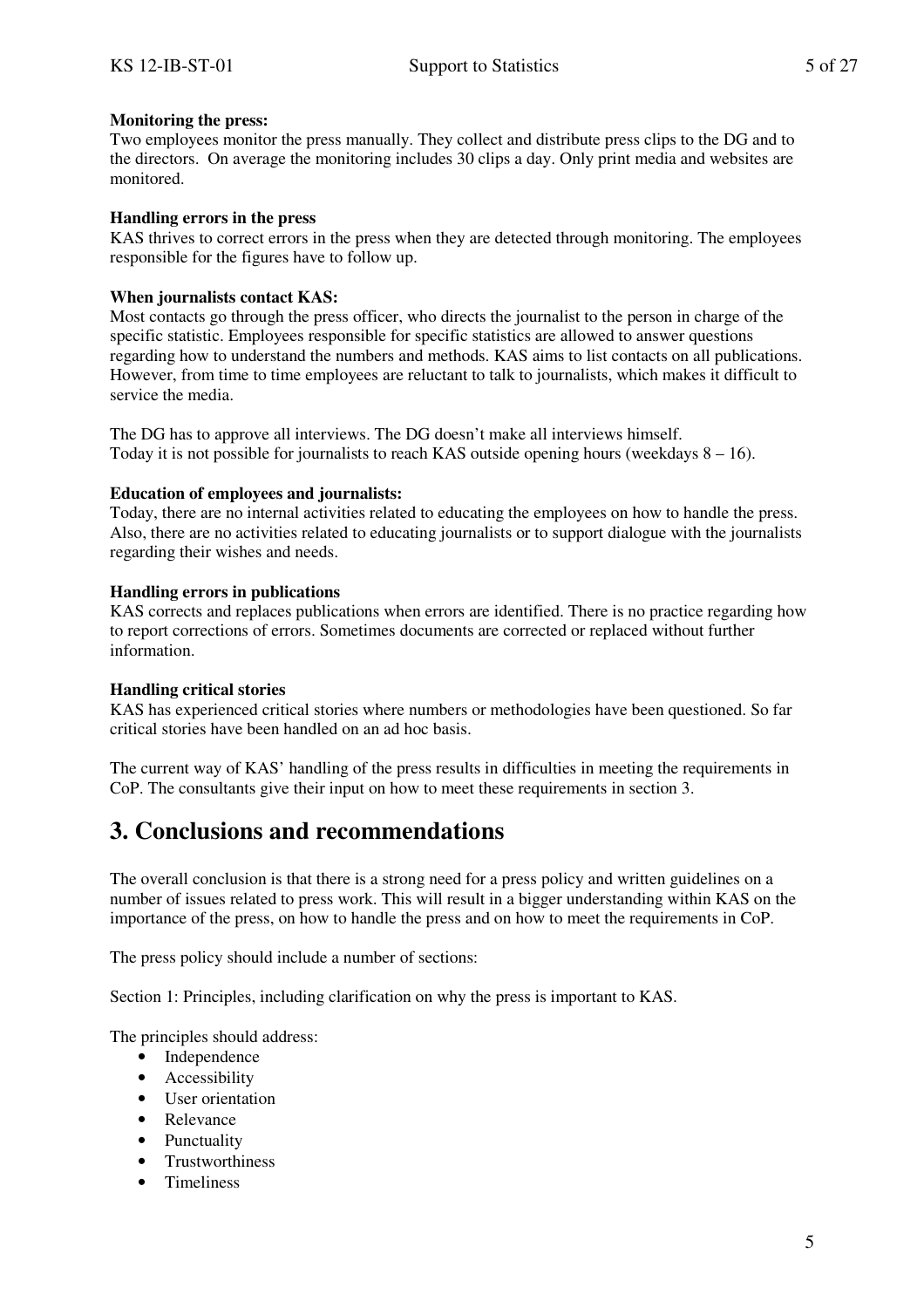**Monitoring the press:**
Two employees monitor the press manually. They collect and distribute press clips to the DG and to the directors. On average the monitoring includes 30 clips a day. Only print media and websites are monitored.

**Handling errors in the press**
KAS thrives to correct errors in the press when they are detected through monitoring. The employees responsible for the figures have to follow up.

**When journalists contact KAS:**
Most contacts go through the press officer, who directs the journalist to the person in charge of the specific statistic. Employees responsible for specific statistics are allowed to answer questions regarding how to understand the numbers and methods. KAS aims to list contacts on all publications. However, from time to time employees are reluctant to talk to journalists, which makes it difficult to service the media.

The DG has to approve all interviews. The DG doesn't make all interviews himself.
Today it is not possible for journalists to reach KAS outside opening hours (weekdays 8 – 16).

**Education of employees and journalists:**
Today, there are no internal activities related to educating the employees on how to handle the press. Also, there are no activities related to educating journalists or to support dialogue with the journalists regarding their wishes and needs.

**Handling errors in publications**
KAS corrects and replaces publications when errors are identified. There is no practice regarding how to report corrections of errors. Sometimes documents are corrected or replaced without further information.

**Handling critical stories**
KAS has experienced critical stories where numbers or methodologies have been questioned. So far critical stories have been handled on an ad hoc basis.

The current way of KAS' handling of the press results in difficulties in meeting the requirements in CoP. The consultants give their input on how to meet these requirements in section 3.

# 3. Conclusions and recommendations

The overall conclusion is that there is a strong need for a press policy and written guidelines on a number of issues related to press work. This will result in a bigger understanding within KAS on the importance of the press, on how to handle the press and on how to meet the requirements in CoP.

The press policy should include a number of sections:

Section 1: Principles, including clarification on why the press is important to KAS.

The principles should address:

- Independence
- Accessibility
- User orientation
- Relevance
- Punctuality
- Trustworthiness
- Timeliness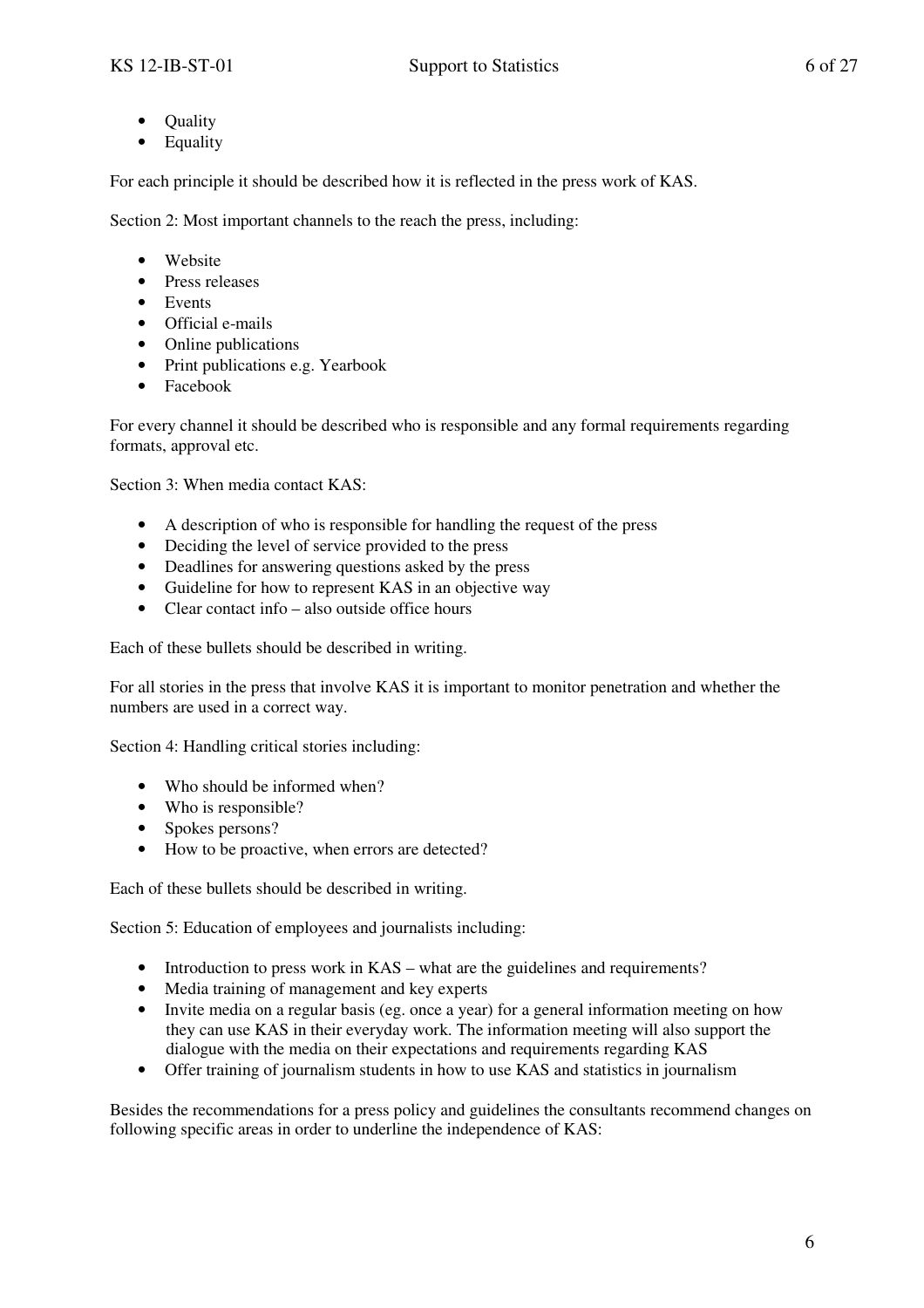- Quality
- Equality

For each principle it should be described how it is reflected in the press work of KAS.

Section 2: Most important channels to the reach the press, including:

- Website
- Press releases
- Events
- Official e-mails
- Online publications
- Print publications e.g. Yearbook
- Facebook

For every channel it should be described who is responsible and any formal requirements regarding formats, approval etc.

Section 3: When media contact KAS:

- A description of who is responsible for handling the request of the press
- Deciding the level of service provided to the press
- Deadlines for answering questions asked by the press
- Guideline for how to represent KAS in an objective way
- Clear contact info – also outside office hours

Each of these bullets should be described in writing.

For all stories in the press that involve KAS it is important to monitor penetration and whether the numbers are used in a correct way.

Section 4: Handling critical stories including:

- Who should be informed when?
- Who is responsible?
- Spokes persons?
- How to be proactive, when errors are detected?

Each of these bullets should be described in writing.

Section 5: Education of employees and journalists including:

- Introduction to press work in KAS – what are the guidelines and requirements?
- Media training of management and key experts
- Invite media on a regular basis (eg. once a year) for a general information meeting on how they can use KAS in their everyday work. The information meeting will also support the dialogue with the media on their expectations and requirements regarding KAS
- Offer training of journalism students in how to use KAS and statistics in journalism

Besides the recommendations for a press policy and guidelines the consultants recommend changes on following specific areas in order to underline the independence of KAS: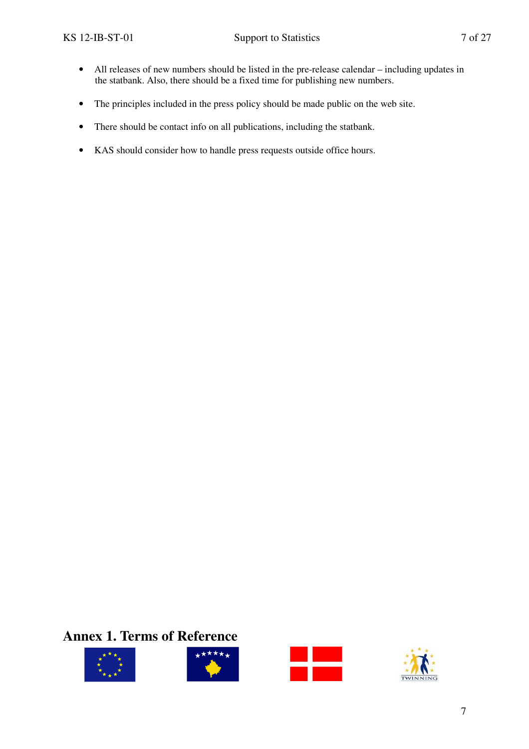- All releases of new numbers should be listed in the pre-release calendar – including updates in the statbank. Also, there should be a fixed time for publishing new numbers.

- The principles included in the press policy should be made public on the web site.

- There should be contact info on all publications, including the statbank.

- KAS should consider how to handle press requests outside office hours.

# Annex 1. Terms of Reference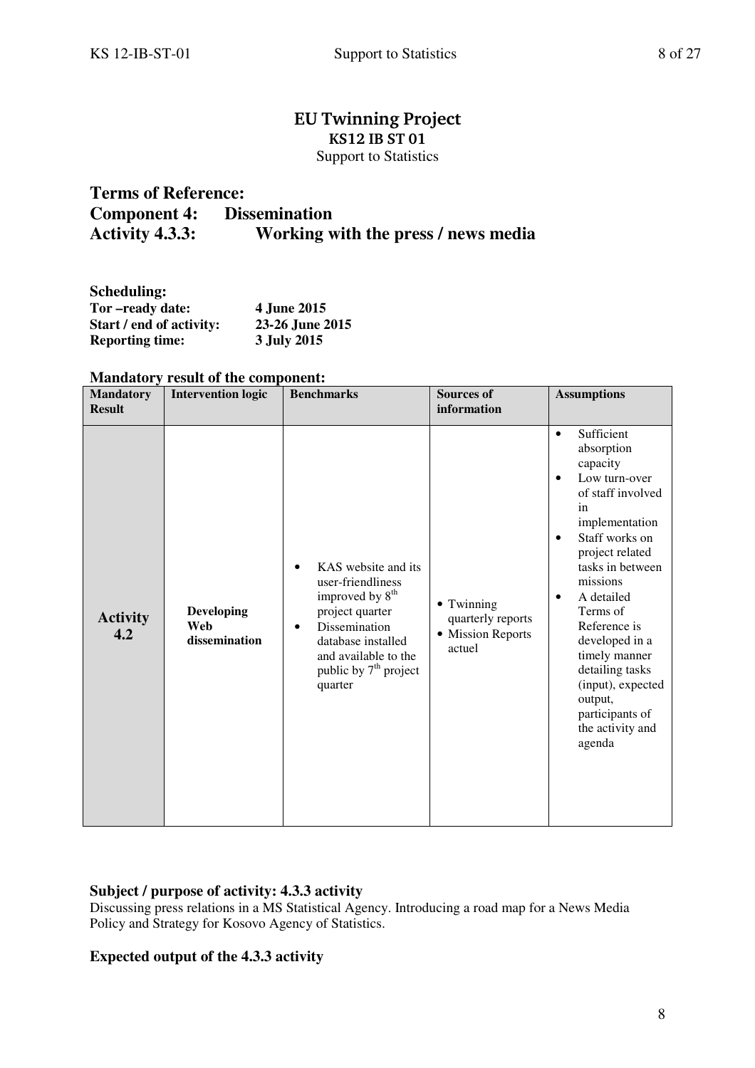# EU Twinning Project

## KS12 IB ST 01

Support to Statistics

## Terms of Reference:

## Component 4: Dissemination

## Activity 4.3.3: Working with the press / news media

**Scheduling:**

| | |
|---|---|
| **Tor –ready date:** | **4 June 2015** |
| **Start / end of activity:** | **23-26 June 2015** |
| **Reporting time:** | **3 July 2015** |

**Mandatory result of the component:**

| Mandatory Result | Intervention logic | Benchmarks | Sources of information | Assumptions |
|---|---|---|---|---|
| **Activity 4.2** | **Developing Web dissemination** | • KAS website and its user-friendliness improved by 8th project quarter<br>• Dissemination database installed and available to the public by 7th project quarter | • Twinning quarterly reports<br>• Mission Reports actuel | • Sufficient absorption capacity<br>• Low turn-over of staff involved in implementation<br>• Staff works on project related tasks in between missions<br>• A detailed Terms of Reference is developed in a timely manner detailing tasks (input), expected output, participants of the activity and agenda |

**Subject / purpose of activity: 4.3.3 activity**

Discussing press relations in a MS Statistical Agency. Introducing a road map for a News Media Policy and Strategy for Kosovo Agency of Statistics.

**Expected output of the 4.3.3 activity**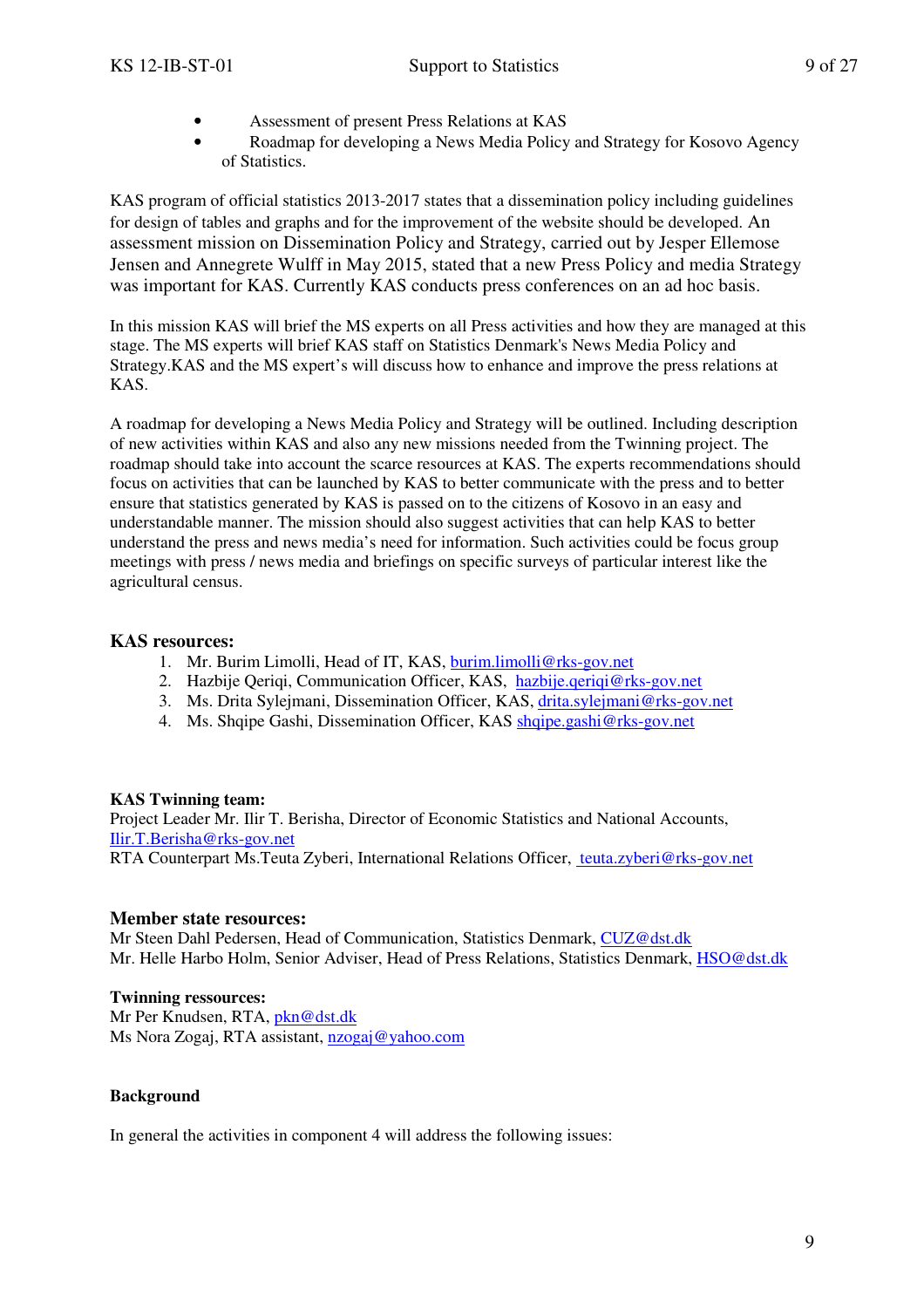- Assessment of present Press Relations at KAS
- Roadmap for developing a News Media Policy and Strategy for Kosovo Agency of Statistics.

KAS program of official statistics 2013-2017 states that a dissemination policy including guidelines for design of tables and graphs and for the improvement of the website should be developed. An assessment mission on Dissemination Policy and Strategy, carried out by Jesper Ellemose Jensen and Annegrete Wulff in May 2015, stated that a new Press Policy and media Strategy was important for KAS. Currently KAS conducts press conferences on an ad hoc basis.

In this mission KAS will brief the MS experts on all Press activities and how they are managed at this stage. The MS experts will brief KAS staff on Statistics Denmark's News Media Policy and Strategy.KAS and the MS expert's will discuss how to enhance and improve the press relations at KAS.

A roadmap for developing a News Media Policy and Strategy will be outlined. Including description of new activities within KAS and also any new missions needed from the Twinning project. The roadmap should take into account the scarce resources at KAS. The experts recommendations should focus on activities that can be launched by KAS to better communicate with the press and to better ensure that statistics generated by KAS is passed on to the citizens of Kosovo in an easy and understandable manner. The mission should also suggest activities that can help KAS to better understand the press and news media's need for information. Such activities could be focus group meetings with press / news media and briefings on specific surveys of particular interest like the agricultural census.

### KAS resources:

1. Mr. Burim Limolli, Head of IT, KAS, burim.limolli@rks-gov.net
2. Hazbije Qeriqi, Communication Officer, KAS, hazbije.qeriqi@rks-gov.net
3. Ms. Drita Sylejmani, Dissemination Officer, KAS, drita.sylejmani@rks-gov.net
4. Ms. Shqipe Gashi, Dissemination Officer, KAS shqipe.gashi@rks-gov.net

**KAS Twinning team:**
Project Leader Mr. Ilir T. Berisha, Director of Economic Statistics and National Accounts, Ilir.T.Berisha@rks-gov.net
RTA Counterpart Ms.Teuta Zyberi, International Relations Officer, teuta.zyberi@rks-gov.net

### Member state resources:

Mr Steen Dahl Pedersen, Head of Communication, Statistics Denmark, CUZ@dst.dk
Mr. Helle Harbo Holm, Senior Adviser, Head of Press Relations, Statistics Denmark, HSO@dst.dk

**Twinning ressources:**
Mr Per Knudsen, RTA, pkn@dst.dk
Ms Nora Zogaj, RTA assistant, nzogaj@yahoo.com

**Background**

In general the activities in component 4 will address the following issues: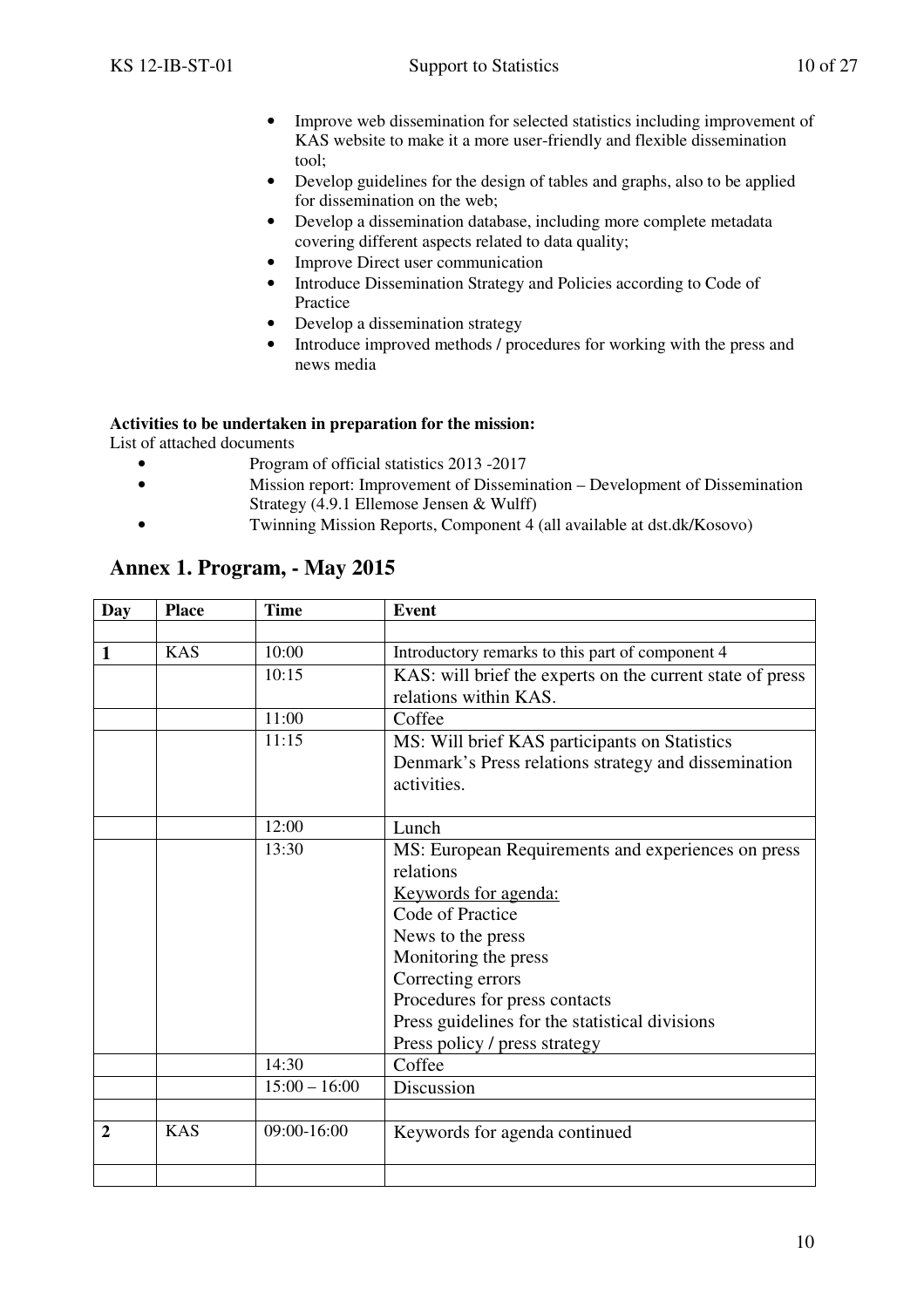- Improve web dissemination for selected statistics including improvement of KAS website to make it a more user-friendly and flexible dissemination tool;
- Develop guidelines for the design of tables and graphs, also to be applied for dissemination on the web;
- Develop a dissemination database, including more complete metadata covering different aspects related to data quality;
- Improve Direct user communication
- Introduce Dissemination Strategy and Policies according to Code of Practice
- Develop a dissemination strategy
- Introduce improved methods / procedures for working with the press and news media

**Activities to be undertaken in preparation for the mission:**

List of attached documents

- Program of official statistics 2013 -2017
- Mission report: Improvement of Dissemination – Development of Dissemination Strategy (4.9.1 Ellemose Jensen & Wulff)
- Twinning Mission Reports, Component 4 (all available at dst.dk/Kosovo)

## Annex 1. Program, - May 2015

| Day | Place | Time | Event |
|---|---|---|---|
| | | | |
| **1** | KAS | 10:00 | Introductory remarks to this part of component 4 |
| | | 10:15 | KAS: will brief the experts on the current state of press relations within KAS. |
| | | 11:00 | Coffee |
| | | 11:15 | MS: Will brief KAS participants on Statistics Denmark's Press relations strategy and dissemination activities. |
| | | 12:00 | Lunch |
| | | 13:30 | MS: European Requirements and experiences on press relations<br>Keywords for agenda:<br>Code of Practice<br>News to the press<br>Monitoring the press<br>Correcting errors<br>Procedures for press contacts<br>Press guidelines for the statistical divisions<br>Press policy / press strategy |
| | | 14:30 | Coffee |
| | | 15:00 – 16:00 | Discussion |
| | | | |
| **2** | KAS | 09:00-16:00 | Keywords for agenda continued |
| | | | |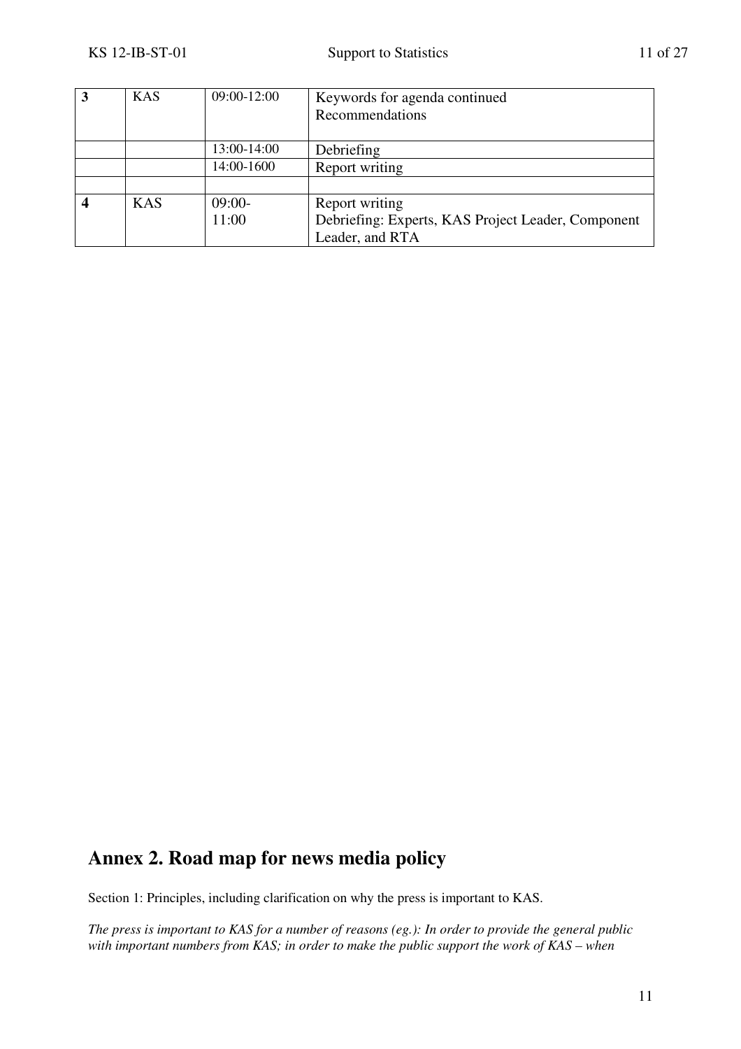| **3** | KAS | 09:00-12:00 | Keywords for agenda continued<br>Recommendations |
|---|---|---|---|
| | | 13:00-14:00 | Debriefing |
| | | 14:00-1600 | Report writing |
| | | | |
| **4** | KAS | 09:00-<br>11:00 | Report writing<br>Debriefing: Experts, KAS Project Leader, Component Leader, and RTA |

## Annex 2. Road map for news media policy

Section 1: Principles, including clarification on why the press is important to KAS.

*The press is important to KAS for a number of reasons (eg.): In order to provide the general public with important numbers from KAS; in order to make the public support the work of KAS – when*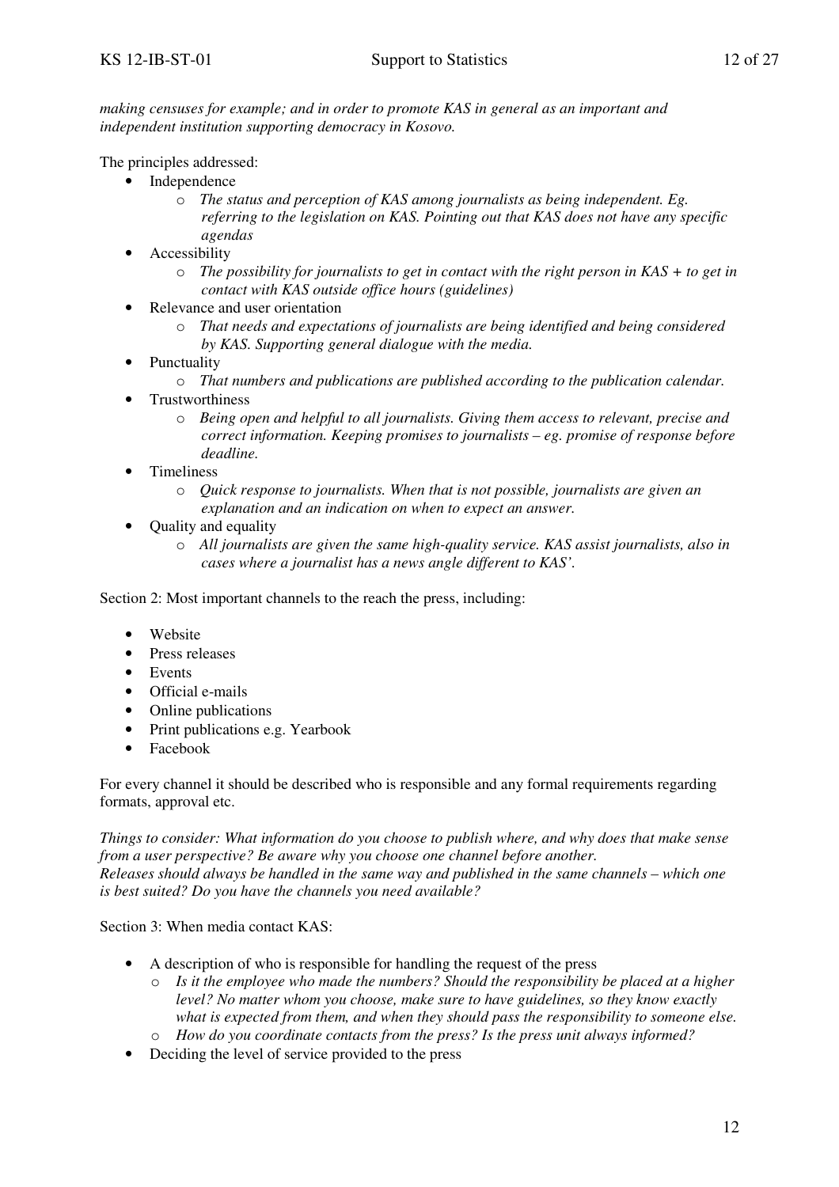*making censuses for example; and in order to promote KAS in general as an important and independent institution supporting democracy in Kosovo.*

The principles addressed:

- Independence
  - *The status and perception of KAS among journalists as being independent. Eg. referring to the legislation on KAS. Pointing out that KAS does not have any specific agendas*
- Accessibility
  - *The possibility for journalists to get in contact with the right person in KAS + to get in contact with KAS outside office hours (guidelines)*
- Relevance and user orientation
  - *That needs and expectations of journalists are being identified and being considered by KAS. Supporting general dialogue with the media.*
- Punctuality
  - *That numbers and publications are published according to the publication calendar.*
- Trustworthiness
  - *Being open and helpful to all journalists. Giving them access to relevant, precise and correct information. Keeping promises to journalists – eg. promise of response before deadline.*
- Timeliness
  - *Quick response to journalists. When that is not possible, journalists are given an explanation and an indication on when to expect an answer.*
- Quality and equality
  - *All journalists are given the same high-quality service. KAS assist journalists, also in cases where a journalist has a news angle different to KAS'.*

Section 2: Most important channels to the reach the press, including:

- Website
- Press releases
- Events
- Official e-mails
- Online publications
- Print publications e.g. Yearbook
- Facebook

For every channel it should be described who is responsible and any formal requirements regarding formats, approval etc.

*Things to consider: What information do you choose to publish where, and why does that make sense from a user perspective? Be aware why you choose one channel before another. Releases should always be handled in the same way and published in the same channels – which one is best suited? Do you have the channels you need available?*

Section 3: When media contact KAS:

- A description of who is responsible for handling the request of the press
  - *Is it the employee who made the numbers? Should the responsibility be placed at a higher level? No matter whom you choose, make sure to have guidelines, so they know exactly what is expected from them, and when they should pass the responsibility to someone else.*
  - *How do you coordinate contacts from the press? Is the press unit always informed?*
- Deciding the level of service provided to the press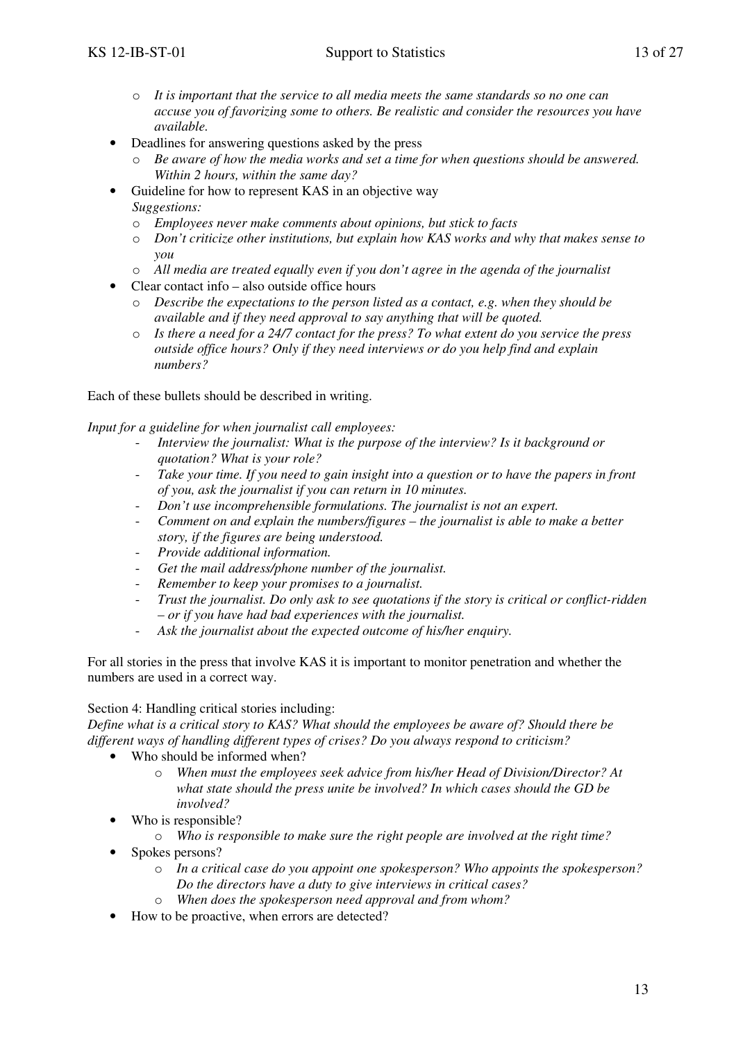- *It is important that the service to all media meets the same standards so no one can accuse you of favorizing some to others. Be realistic and consider the resources you have available.*
- Deadlines for answering questions asked by the press
  - *Be aware of how the media works and set a time for when questions should be answered. Within 2 hours, within the same day?*
- Guideline for how to represent KAS in an objective way
  *Suggestions:*
  - *Employees never make comments about opinions, but stick to facts*
  - *Don't criticize other institutions, but explain how KAS works and why that makes sense to you*
  - *All media are treated equally even if you don't agree in the agenda of the journalist*
- Clear contact info – also outside office hours
  - *Describe the expectations to the person listed as a contact, e.g. when they should be available and if they need approval to say anything that will be quoted.*
  - *Is there a need for a 24/7 contact for the press? To what extent do you service the press outside office hours? Only if they need interviews or do you help find and explain numbers?*

Each of these bullets should be described in writing.

*Input for a guideline for when journalist call employees:*

- *Interview the journalist: What is the purpose of the interview? Is it background or quotation? What is your role?*
- *Take your time. If you need to gain insight into a question or to have the papers in front of you, ask the journalist if you can return in 10 minutes.*
- *Don't use incomprehensible formulations. The journalist is not an expert.*
- *Comment on and explain the numbers/figures – the journalist is able to make a better story, if the figures are being understood.*
- *Provide additional information.*
- *Get the mail address/phone number of the journalist.*
- *Remember to keep your promises to a journalist.*
- *Trust the journalist. Do only ask to see quotations if the story is critical or conflict-ridden – or if you have had bad experiences with the journalist.*
- *Ask the journalist about the expected outcome of his/her enquiry.*

For all stories in the press that involve KAS it is important to monitor penetration and whether the numbers are used in a correct way.

Section 4: Handling critical stories including:

*Define what is a critical story to KAS? What should the employees be aware of? Should there be different ways of handling different types of crises? Do you always respond to criticism?*

- Who should be informed when?
  - *When must the employees seek advice from his/her Head of Division/Director? At what state should the press unite be involved? In which cases should the GD be involved?*
- Who is responsible?
  - *Who is responsible to make sure the right people are involved at the right time?*
- Spokes persons?
  - *In a critical case do you appoint one spokesperson? Who appoints the spokesperson? Do the directors have a duty to give interviews in critical cases?*
  - *When does the spokesperson need approval and from whom?*
- How to be proactive, when errors are detected?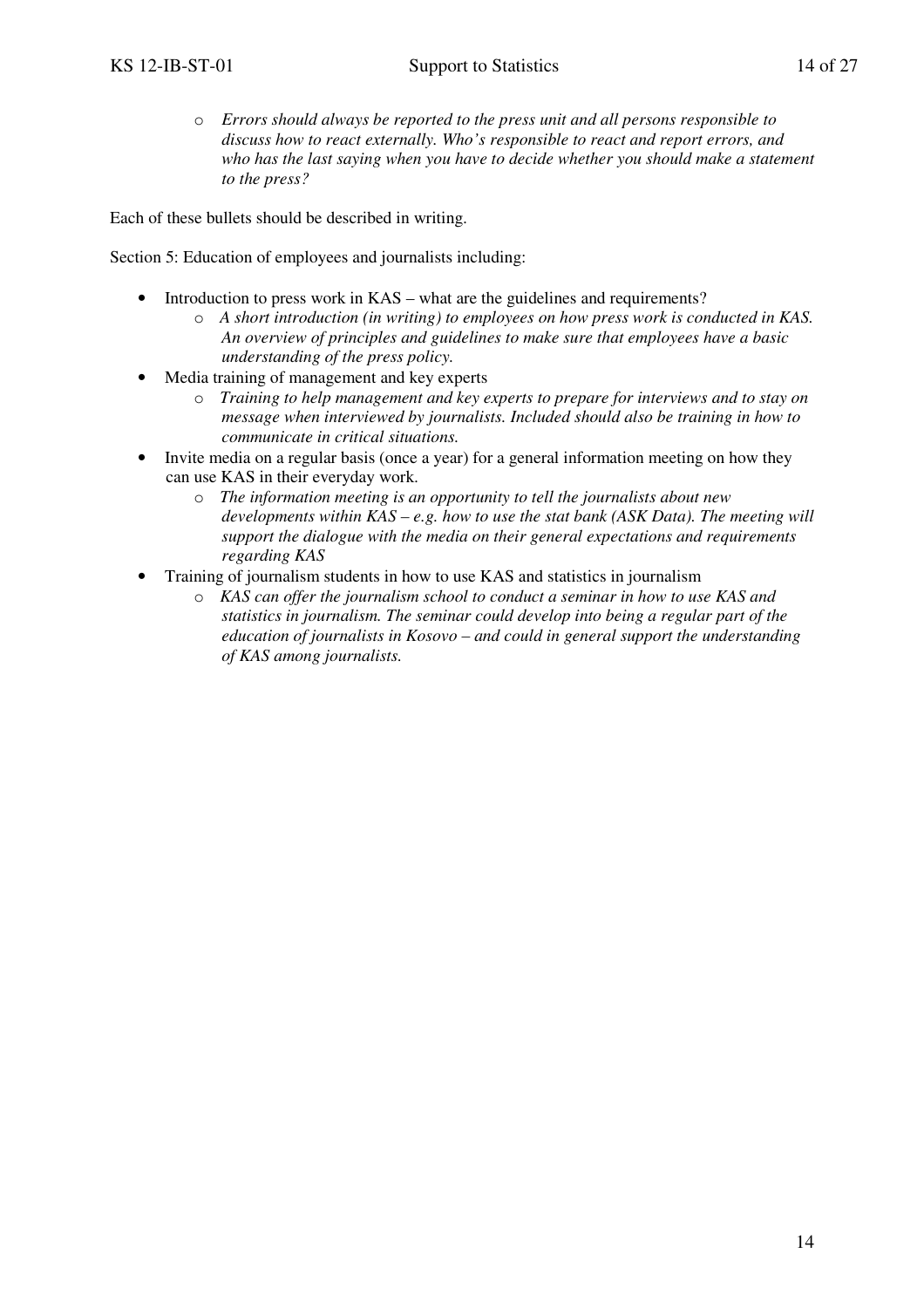- *Errors should always be reported to the press unit and all persons responsible to discuss how to react externally. Who's responsible to react and report errors, and who has the last saying when you have to decide whether you should make a statement to the press?*

Each of these bullets should be described in writing.

Section 5: Education of employees and journalists including:

- Introduction to press work in KAS – what are the guidelines and requirements?
  - *A short introduction (in writing) to employees on how press work is conducted in KAS. An overview of principles and guidelines to make sure that employees have a basic understanding of the press policy.*
- Media training of management and key experts
  - *Training to help management and key experts to prepare for interviews and to stay on message when interviewed by journalists. Included should also be training in how to communicate in critical situations.*
- Invite media on a regular basis (once a year) for a general information meeting on how they can use KAS in their everyday work.
  - *The information meeting is an opportunity to tell the journalists about new developments within KAS – e.g. how to use the stat bank (ASK Data). The meeting will support the dialogue with the media on their general expectations and requirements regarding KAS*
- Training of journalism students in how to use KAS and statistics in journalism
  - *KAS can offer the journalism school to conduct a seminar in how to use KAS and statistics in journalism. The seminar could develop into being a regular part of the education of journalists in Kosovo – and could in general support the understanding of KAS among journalists.*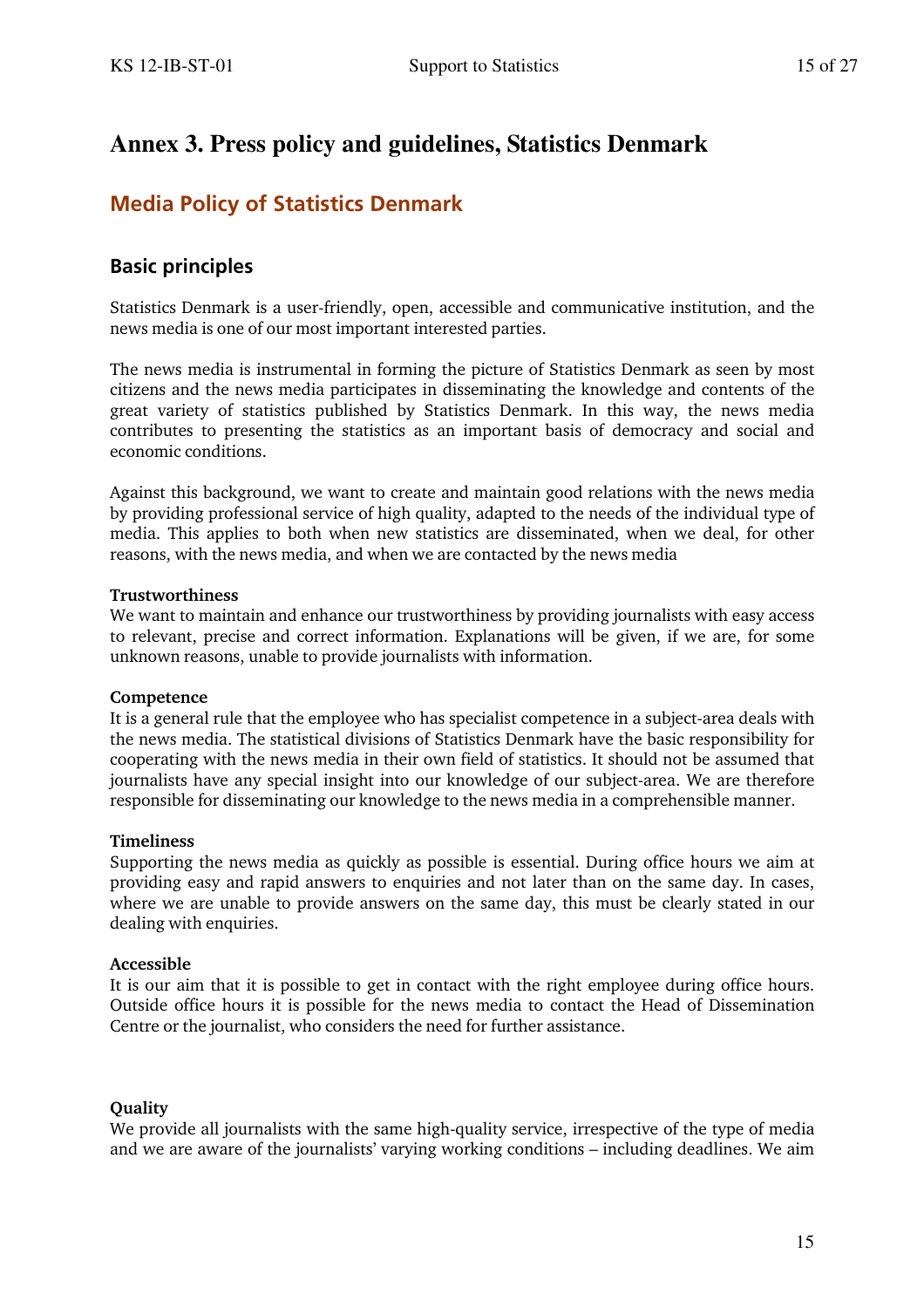# Annex 3. Press policy and guidelines, Statistics Denmark

## Media Policy of Statistics Denmark

### Basic principles

Statistics Denmark is a user-friendly, open, accessible and communicative institution, and the news media is one of our most important interested parties.

The news media is instrumental in forming the picture of Statistics Denmark as seen by most citizens and the news media participates in disseminating the knowledge and contents of the great variety of statistics published by Statistics Denmark. In this way, the news media contributes to presenting the statistics as an important basis of democracy and social and economic conditions.

Against this background, we want to create and maintain good relations with the news media by providing professional service of high quality, adapted to the needs of the individual type of media. This applies to both when new statistics are disseminated, when we deal, for other reasons, with the news media, and when we are contacted by the news media

**Trustworthiness**
We want to maintain and enhance our trustworthiness by providing journalists with easy access to relevant, precise and correct information. Explanations will be given, if we are, for some unknown reasons, unable to provide journalists with information.

**Competence**
It is a general rule that the employee who has specialist competence in a subject-area deals with the news media. The statistical divisions of Statistics Denmark have the basic responsibility for cooperating with the news media in their own field of statistics. It should not be assumed that journalists have any special insight into our knowledge of our subject-area. We are therefore responsible for disseminating our knowledge to the news media in a comprehensible manner.

**Timeliness**
Supporting the news media as quickly as possible is essential. During office hours we aim at providing easy and rapid answers to enquiries and not later than on the same day. In cases, where we are unable to provide answers on the same day, this must be clearly stated in our dealing with enquiries.

**Accessible**
It is our aim that it is possible to get in contact with the right employee during office hours. Outside office hours it is possible for the news media to contact the Head of Dissemination Centre or the journalist, who considers the need for further assistance.

**Quality**
We provide all journalists with the same high-quality service, irrespective of the type of media and we are aware of the journalists' varying working conditions – including deadlines. We aim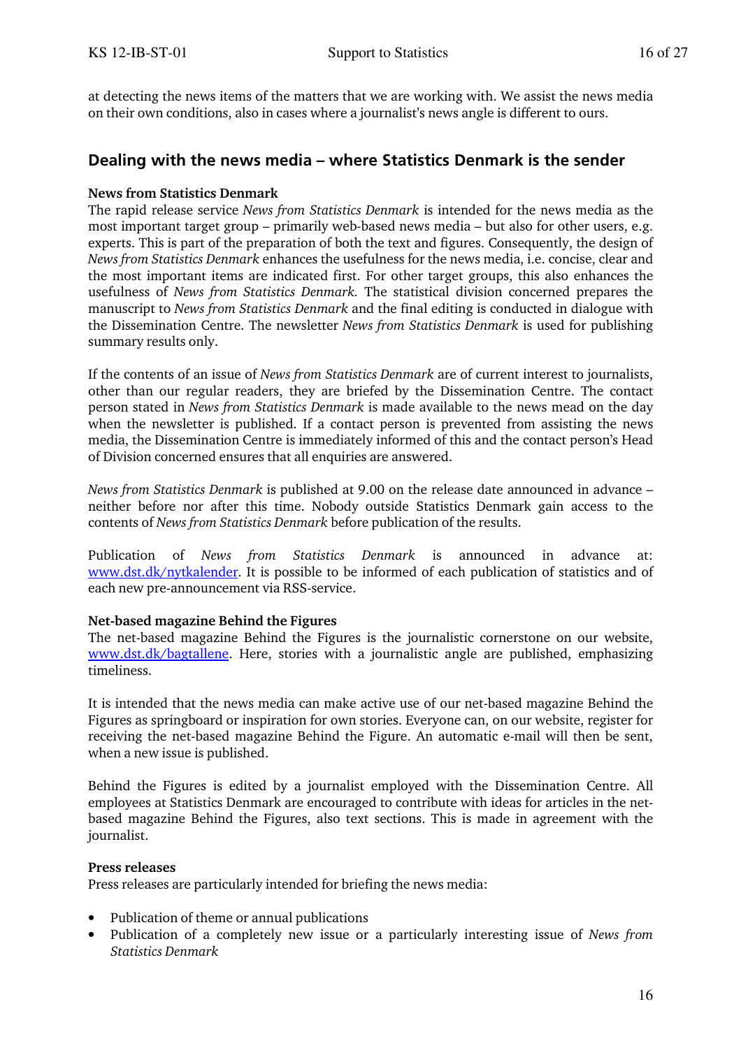at detecting the news items of the matters that we are working with. We assist the news media on their own conditions, also in cases where a journalist's news angle is different to ours.

## Dealing with the news media – where Statistics Denmark is the sender

**News from Statistics Denmark**

The rapid release service *News from Statistics Denmark* is intended for the news media as the most important target group – primarily web-based news media – but also for other users, e.g. experts. This is part of the preparation of both the text and figures. Consequently, the design of *News from Statistics Denmark* enhances the usefulness for the news media, i.e. concise, clear and the most important items are indicated first. For other target groups, this also enhances the usefulness of *News from Statistics Denmark.* The statistical division concerned prepares the manuscript to *News from Statistics Denmark* and the final editing is conducted in dialogue with the Dissemination Centre. The newsletter *News from Statistics Denmark* is used for publishing summary results only.

If the contents of an issue of *News from Statistics Denmark* are of current interest to journalists, other than our regular readers, they are briefed by the Dissemination Centre. The contact person stated in *News from Statistics Denmark* is made available to the news mead on the day when the newsletter is published. If a contact person is prevented from assisting the news media, the Dissemination Centre is immediately informed of this and the contact person's Head of Division concerned ensures that all enquiries are answered.

*News from Statistics Denmark* is published at 9.00 on the release date announced in advance – neither before nor after this time. Nobody outside Statistics Denmark gain access to the contents of *News from Statistics Denmark* before publication of the results.

Publication of *News from Statistics Denmark* is announced in advance at: www.dst.dk/nytkalender. It is possible to be informed of each publication of statistics and of each new pre-announcement via RSS-service.

**Net-based magazine Behind the Figures**

The net-based magazine Behind the Figures is the journalistic cornerstone on our website, www.dst.dk/bagtallene. Here, stories with a journalistic angle are published, emphasizing timeliness.

It is intended that the news media can make active use of our net-based magazine Behind the Figures as springboard or inspiration for own stories. Everyone can, on our website, register for receiving the net-based magazine Behind the Figure. An automatic e-mail will then be sent, when a new issue is published.

Behind the Figures is edited by a journalist employed with the Dissemination Centre. All employees at Statistics Denmark are encouraged to contribute with ideas for articles in the net-based magazine Behind the Figures, also text sections. This is made in agreement with the journalist.

**Press releases**

Press releases are particularly intended for briefing the news media:

- Publication of theme or annual publications
- Publication of a completely new issue or a particularly interesting issue of *News from Statistics Denmark*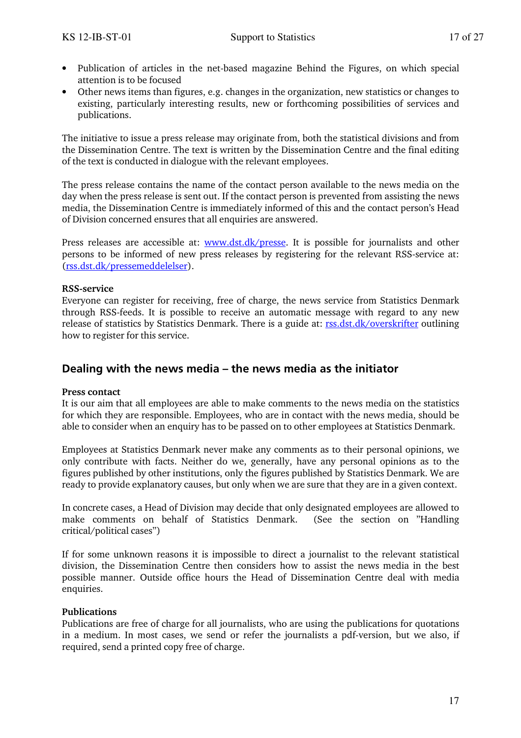- Publication of articles in the net-based magazine Behind the Figures, on which special attention is to be focused
- Other news items than figures, e.g. changes in the organization, new statistics or changes to existing, particularly interesting results, new or forthcoming possibilities of services and publications.

The initiative to issue a press release may originate from, both the statistical divisions and from the Dissemination Centre. The text is written by the Dissemination Centre and the final editing of the text is conducted in dialogue with the relevant employees.

The press release contains the name of the contact person available to the news media on the day when the press release is sent out. If the contact person is prevented from assisting the news media, the Dissemination Centre is immediately informed of this and the contact person's Head of Division concerned ensures that all enquiries are answered.

Press releases are accessible at: [www.dst.dk/presse](www.dst.dk/presse). It is possible for journalists and other persons to be informed of new press releases by registering for the relevant RSS-service at: ([rss.dst.dk/pressemeddelelser](rss.dst.dk/pressemeddelelser)).

**RSS-service**
Everyone can register for receiving, free of charge, the news service from Statistics Denmark through RSS-feeds. It is possible to receive an automatic message with regard to any new release of statistics by Statistics Denmark. There is a guide at: [rss.dst.dk/overskrifter](rss.dst.dk/overskrifter) outlining how to register for this service.

## Dealing with the news media – the news media as the initiator

**Press contact**
It is our aim that all employees are able to make comments to the news media on the statistics for which they are responsible. Employees, who are in contact with the news media, should be able to consider when an enquiry has to be passed on to other employees at Statistics Denmark.

Employees at Statistics Denmark never make any comments as to their personal opinions, we only contribute with facts. Neither do we, generally, have any personal opinions as to the figures published by other institutions, only the figures published by Statistics Denmark. We are ready to provide explanatory causes, but only when we are sure that they are in a given context.

In concrete cases, a Head of Division may decide that only designated employees are allowed to make comments on behalf of Statistics Denmark. (See the section on "Handling critical/political cases")

If for some unknown reasons it is impossible to direct a journalist to the relevant statistical division, the Dissemination Centre then considers how to assist the news media in the best possible manner. Outside office hours the Head of Dissemination Centre deal with media enquiries.

**Publications**
Publications are free of charge for all journalists, who are using the publications for quotations in a medium. In most cases, we send or refer the journalists a pdf-version, but we also, if required, send a printed copy free of charge.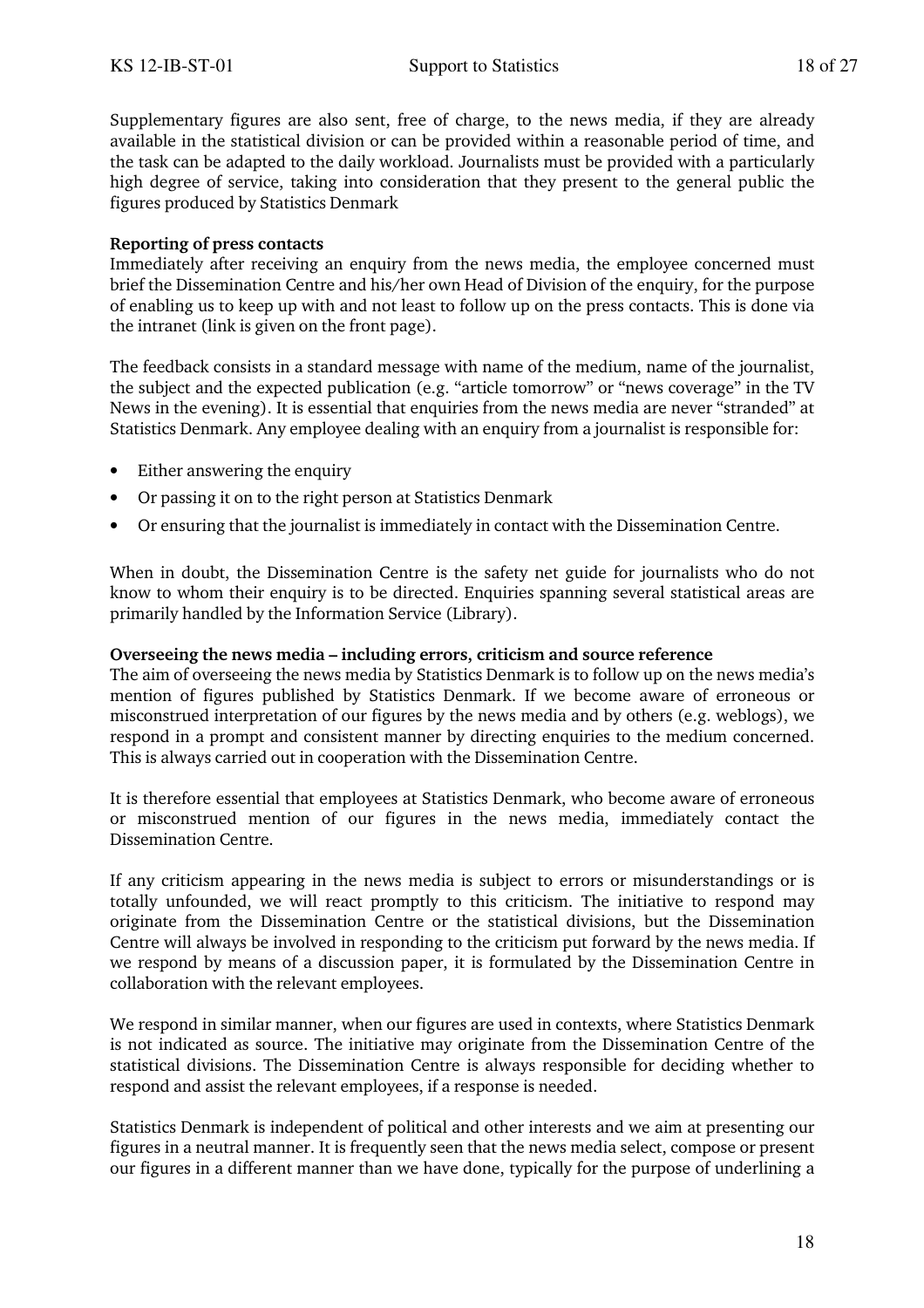Supplementary figures are also sent, free of charge, to the news media, if they are already available in the statistical division or can be provided within a reasonable period of time, and the task can be adapted to the daily workload. Journalists must be provided with a particularly high degree of service, taking into consideration that they present to the general public the figures produced by Statistics Denmark

**Reporting of press contacts**
Immediately after receiving an enquiry from the news media, the employee concerned must brief the Dissemination Centre and his/her own Head of Division of the enquiry, for the purpose of enabling us to keep up with and not least to follow up on the press contacts. This is done via the intranet (link is given on the front page).

The feedback consists in a standard message with name of the medium, name of the journalist, the subject and the expected publication (e.g. "article tomorrow" or "news coverage" in the TV News in the evening). It is essential that enquiries from the news media are never "stranded" at Statistics Denmark. Any employee dealing with an enquiry from a journalist is responsible for:

- Either answering the enquiry
- Or passing it on to the right person at Statistics Denmark
- Or ensuring that the journalist is immediately in contact with the Dissemination Centre.

When in doubt, the Dissemination Centre is the safety net guide for journalists who do not know to whom their enquiry is to be directed. Enquiries spanning several statistical areas are primarily handled by the Information Service (Library).

**Overseeing the news media – including errors, criticism and source reference**
The aim of overseeing the news media by Statistics Denmark is to follow up on the news media's mention of figures published by Statistics Denmark. If we become aware of erroneous or misconstrued interpretation of our figures by the news media and by others (e.g. weblogs), we respond in a prompt and consistent manner by directing enquiries to the medium concerned. This is always carried out in cooperation with the Dissemination Centre.

It is therefore essential that employees at Statistics Denmark, who become aware of erroneous or misconstrued mention of our figures in the news media, immediately contact the Dissemination Centre.

If any criticism appearing in the news media is subject to errors or misunderstandings or is totally unfounded, we will react promptly to this criticism. The initiative to respond may originate from the Dissemination Centre or the statistical divisions, but the Dissemination Centre will always be involved in responding to the criticism put forward by the news media. If we respond by means of a discussion paper, it is formulated by the Dissemination Centre in collaboration with the relevant employees.

We respond in similar manner, when our figures are used in contexts, where Statistics Denmark is not indicated as source. The initiative may originate from the Dissemination Centre of the statistical divisions. The Dissemination Centre is always responsible for deciding whether to respond and assist the relevant employees, if a response is needed.

Statistics Denmark is independent of political and other interests and we aim at presenting our figures in a neutral manner. It is frequently seen that the news media select, compose or present our figures in a different manner than we have done, typically for the purpose of underlining a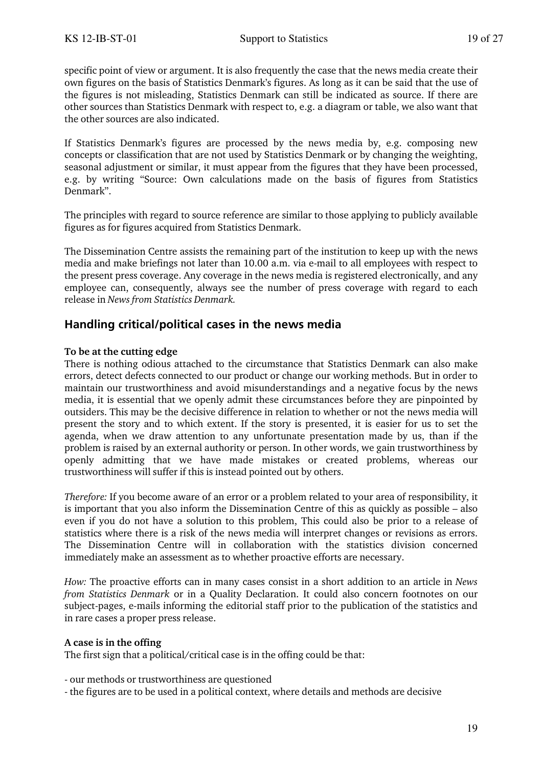specific point of view or argument. It is also frequently the case that the news media create their own figures on the basis of Statistics Denmark's figures. As long as it can be said that the use of the figures is not misleading, Statistics Denmark can still be indicated as source. If there are other sources than Statistics Denmark with respect to, e.g. a diagram or table, we also want that the other sources are also indicated.

If Statistics Denmark's figures are processed by the news media by, e.g. composing new concepts or classification that are not used by Statistics Denmark or by changing the weighting, seasonal adjustment or similar, it must appear from the figures that they have been processed, e.g. by writing "Source: Own calculations made on the basis of figures from Statistics Denmark".

The principles with regard to source reference are similar to those applying to publicly available figures as for figures acquired from Statistics Denmark.

The Dissemination Centre assists the remaining part of the institution to keep up with the news media and make briefings not later than 10.00 a.m. via e-mail to all employees with respect to the present press coverage. Any coverage in the news media is registered electronically, and any employee can, consequently, always see the number of press coverage with regard to each release in *News from Statistics Denmark.*

## Handling critical/political cases in the news media

**To be at the cutting edge**
There is nothing odious attached to the circumstance that Statistics Denmark can also make errors, detect defects connected to our product or change our working methods. But in order to maintain our trustworthiness and avoid misunderstandings and a negative focus by the news media, it is essential that we openly admit these circumstances before they are pinpointed by outsiders. This may be the decisive difference in relation to whether or not the news media will present the story and to which extent. If the story is presented, it is easier for us to set the agenda, when we draw attention to any unfortunate presentation made by us, than if the problem is raised by an external authority or person. In other words, we gain trustworthiness by openly admitting that we have made mistakes or created problems, whereas our trustworthiness will suffer if this is instead pointed out by others.

*Therefore:* If you become aware of an error or a problem related to your area of responsibility, it is important that you also inform the Dissemination Centre of this as quickly as possible – also even if you do not have a solution to this problem, This could also be prior to a release of statistics where there is a risk of the news media will interpret changes or revisions as errors. The Dissemination Centre will in collaboration with the statistics division concerned immediately make an assessment as to whether proactive efforts are necessary.

*How:* The proactive efforts can in many cases consist in a short addition to an article in *News from Statistics Denmark* or in a Quality Declaration. It could also concern footnotes on our subject-pages, e-mails informing the editorial staff prior to the publication of the statistics and in rare cases a proper press release.

**A case is in the offing**
The first sign that a political/critical case is in the offing could be that:

- our methods or trustworthiness are questioned
- the figures are to be used in a political context, where details and methods are decisive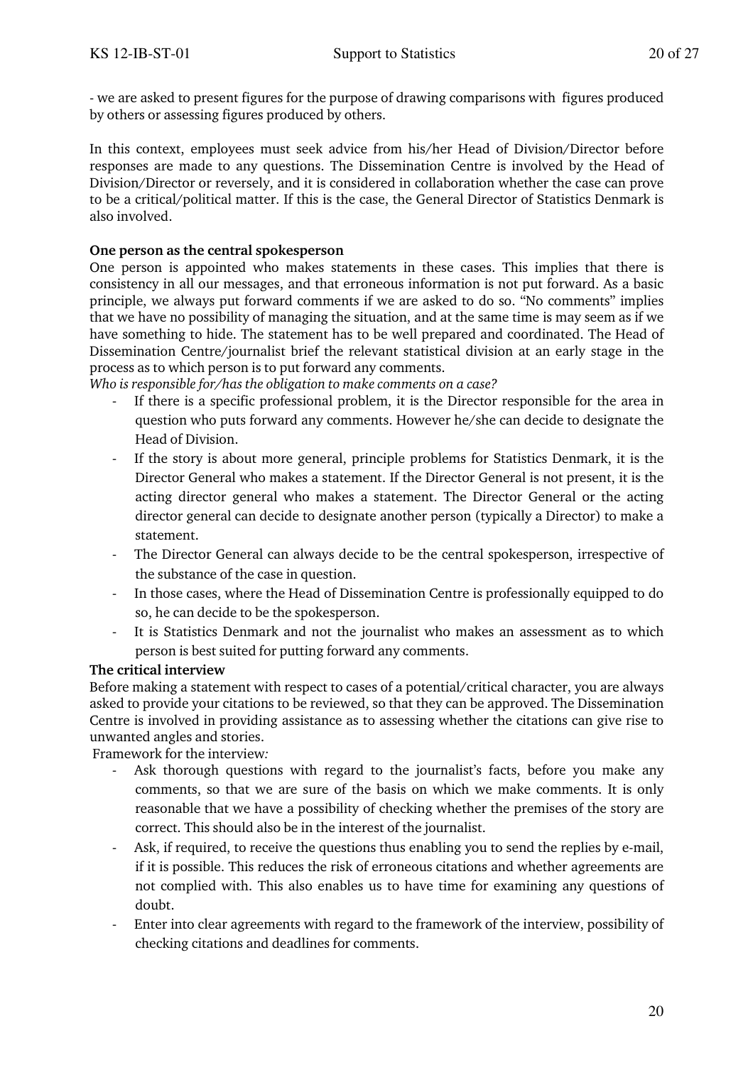- we are asked to present figures for the purpose of drawing comparisons with figures produced by others or assessing figures produced by others.

In this context, employees must seek advice from his/her Head of Division/Director before responses are made to any questions. The Dissemination Centre is involved by the Head of Division/Director or reversely, and it is considered in collaboration whether the case can prove to be a critical/political matter. If this is the case, the General Director of Statistics Denmark is also involved.

**One person as the central spokesperson**

One person is appointed who makes statements in these cases. This implies that there is consistency in all our messages, and that erroneous information is not put forward. As a basic principle, we always put forward comments if we are asked to do so. "No comments" implies that we have no possibility of managing the situation, and at the same time is may seem as if we have something to hide. The statement has to be well prepared and coordinated. The Head of Dissemination Centre/journalist brief the relevant statistical division at an early stage in the process as to which person is to put forward any comments.

*Who is responsible for/has the obligation to make comments on a case?*

- If there is a specific professional problem, it is the Director responsible for the area in question who puts forward any comments. However he/she can decide to designate the Head of Division.
- If the story is about more general, principle problems for Statistics Denmark, it is the Director General who makes a statement. If the Director General is not present, it is the acting director general who makes a statement. The Director General or the acting director general can decide to designate another person (typically a Director) to make a statement.
- The Director General can always decide to be the central spokesperson, irrespective of the substance of the case in question.
- In those cases, where the Head of Dissemination Centre is professionally equipped to do so, he can decide to be the spokesperson.
- It is Statistics Denmark and not the journalist who makes an assessment as to which person is best suited for putting forward any comments.

**The critical interview**

Before making a statement with respect to cases of a potential/critical character, you are always asked to provide your citations to be reviewed, so that they can be approved. The Dissemination Centre is involved in providing assistance as to assessing whether the citations can give rise to unwanted angles and stories.

Framework for the interview*:*

- Ask thorough questions with regard to the journalist's facts, before you make any comments, so that we are sure of the basis on which we make comments. It is only reasonable that we have a possibility of checking whether the premises of the story are correct. This should also be in the interest of the journalist.
- Ask, if required, to receive the questions thus enabling you to send the replies by e-mail, if it is possible. This reduces the risk of erroneous citations and whether agreements are not complied with. This also enables us to have time for examining any questions of doubt.
- Enter into clear agreements with regard to the framework of the interview, possibility of checking citations and deadlines for comments.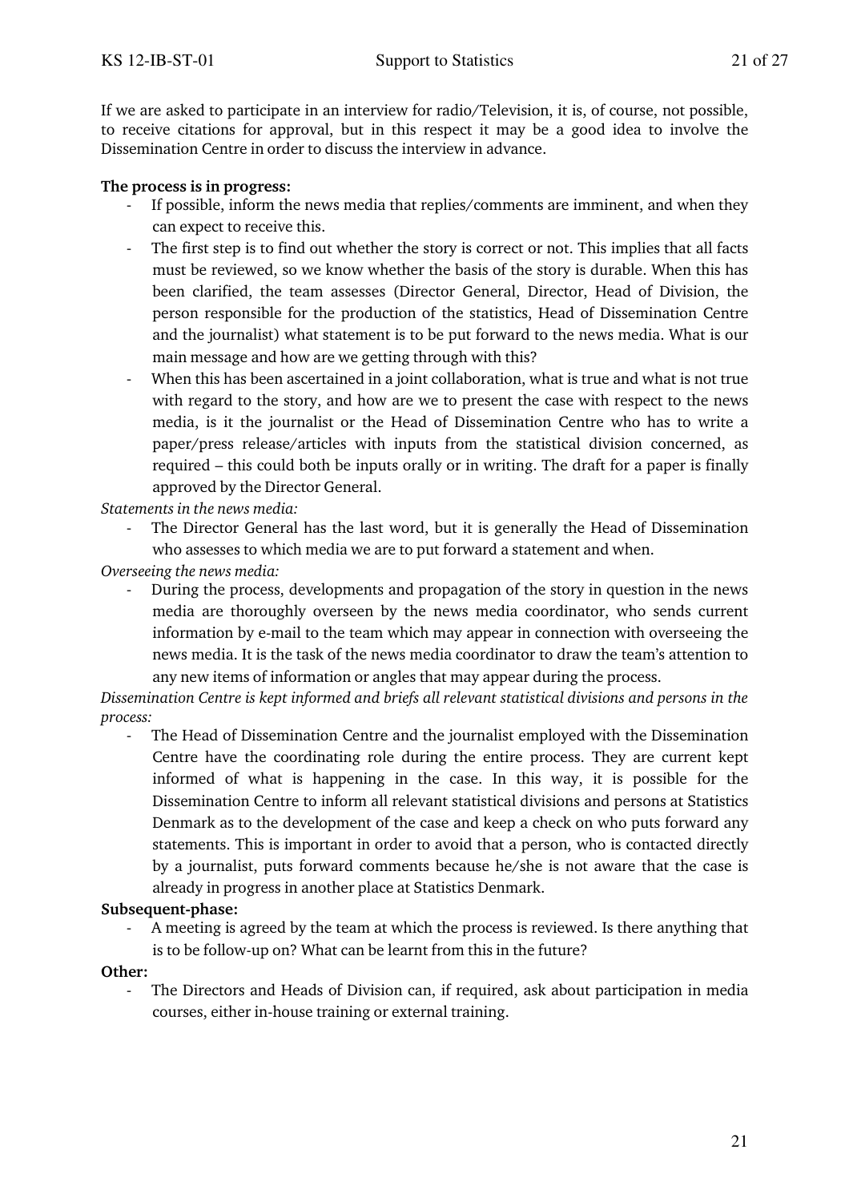If we are asked to participate in an interview for radio/Television, it is, of course, not possible, to receive citations for approval, but in this respect it may be a good idea to involve the Dissemination Centre in order to discuss the interview in advance.

**The process is in progress:**

- If possible, inform the news media that replies/comments are imminent, and when they can expect to receive this.
- The first step is to find out whether the story is correct or not. This implies that all facts must be reviewed, so we know whether the basis of the story is durable. When this has been clarified, the team assesses (Director General, Director, Head of Division, the person responsible for the production of the statistics, Head of Dissemination Centre and the journalist) what statement is to be put forward to the news media. What is our main message and how are we getting through with this?
- When this has been ascertained in a joint collaboration, what is true and what is not true with regard to the story, and how are we to present the case with respect to the news media, is it the journalist or the Head of Dissemination Centre who has to write a paper/press release/articles with inputs from the statistical division concerned, as required – this could both be inputs orally or in writing. The draft for a paper is finally approved by the Director General.

*Statements in the news media:*

- The Director General has the last word, but it is generally the Head of Dissemination who assesses to which media we are to put forward a statement and when.

*Overseeing the news media:*

- During the process, developments and propagation of the story in question in the news media are thoroughly overseen by the news media coordinator, who sends current information by e-mail to the team which may appear in connection with overseeing the news media. It is the task of the news media coordinator to draw the team's attention to any new items of information or angles that may appear during the process.

*Dissemination Centre is kept informed and briefs all relevant statistical divisions and persons in the process:*

- The Head of Dissemination Centre and the journalist employed with the Dissemination Centre have the coordinating role during the entire process. They are current kept informed of what is happening in the case. In this way, it is possible for the Dissemination Centre to inform all relevant statistical divisions and persons at Statistics Denmark as to the development of the case and keep a check on who puts forward any statements. This is important in order to avoid that a person, who is contacted directly by a journalist, puts forward comments because he/she is not aware that the case is already in progress in another place at Statistics Denmark.

**Subsequent-phase:**

- A meeting is agreed by the team at which the process is reviewed. Is there anything that is to be follow-up on? What can be learnt from this in the future?

**Other:**

- The Directors and Heads of Division can, if required, ask about participation in media courses, either in-house training or external training.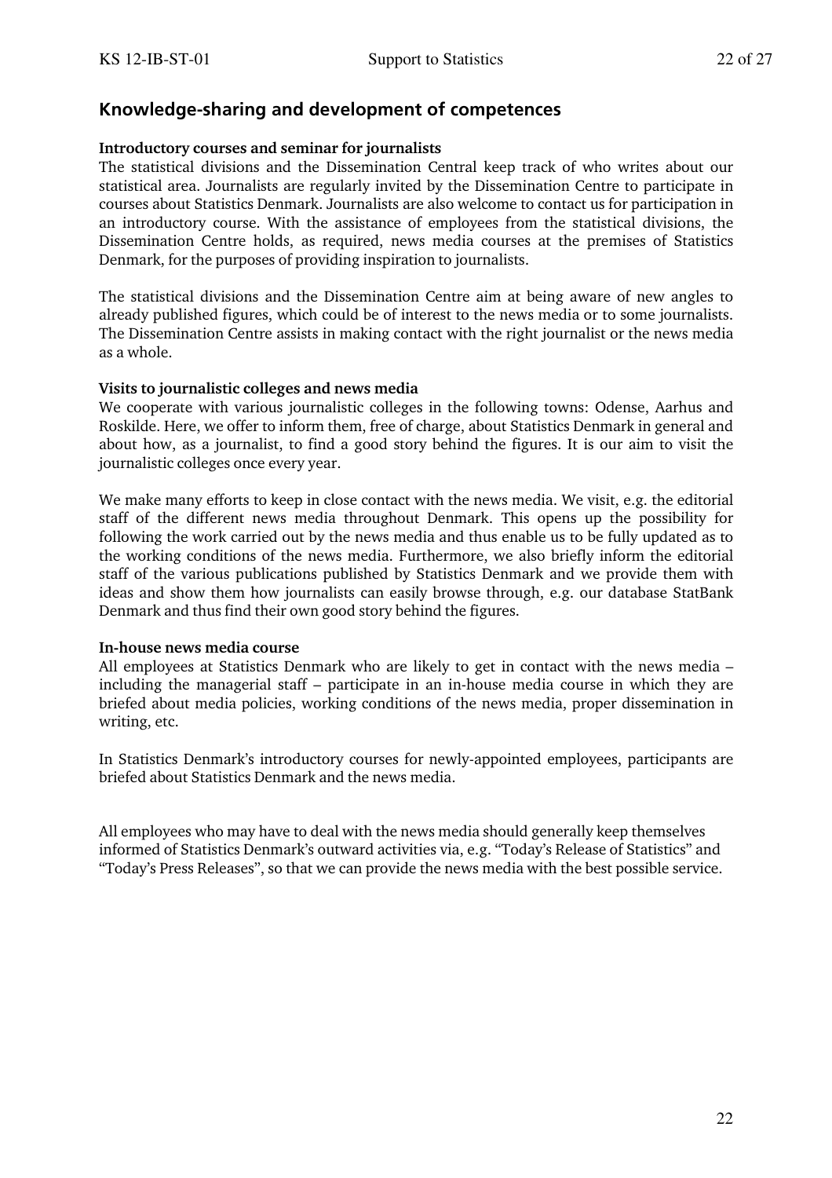## Knowledge-sharing and development of competences

**Introductory courses and seminar for journalists**

The statistical divisions and the Dissemination Central keep track of who writes about our statistical area. Journalists are regularly invited by the Dissemination Centre to participate in courses about Statistics Denmark. Journalists are also welcome to contact us for participation in an introductory course. With the assistance of employees from the statistical divisions, the Dissemination Centre holds, as required, news media courses at the premises of Statistics Denmark, for the purposes of providing inspiration to journalists.

The statistical divisions and the Dissemination Centre aim at being aware of new angles to already published figures, which could be of interest to the news media or to some journalists. The Dissemination Centre assists in making contact with the right journalist or the news media as a whole.

**Visits to journalistic colleges and news media**

We cooperate with various journalistic colleges in the following towns: Odense, Aarhus and Roskilde. Here, we offer to inform them, free of charge, about Statistics Denmark in general and about how, as a journalist, to find a good story behind the figures. It is our aim to visit the journalistic colleges once every year.

We make many efforts to keep in close contact with the news media. We visit, e.g. the editorial staff of the different news media throughout Denmark. This opens up the possibility for following the work carried out by the news media and thus enable us to be fully updated as to the working conditions of the news media. Furthermore, we also briefly inform the editorial staff of the various publications published by Statistics Denmark and we provide them with ideas and show them how journalists can easily browse through, e.g. our database StatBank Denmark and thus find their own good story behind the figures.

**In-house news media course**

All employees at Statistics Denmark who are likely to get in contact with the news media – including the managerial staff – participate in an in-house media course in which they are briefed about media policies, working conditions of the news media, proper dissemination in writing, etc.

In Statistics Denmark's introductory courses for newly-appointed employees, participants are briefed about Statistics Denmark and the news media.

All employees who may have to deal with the news media should generally keep themselves informed of Statistics Denmark's outward activities via, e.g. "Today's Release of Statistics" and "Today's Press Releases", so that we can provide the news media with the best possible service.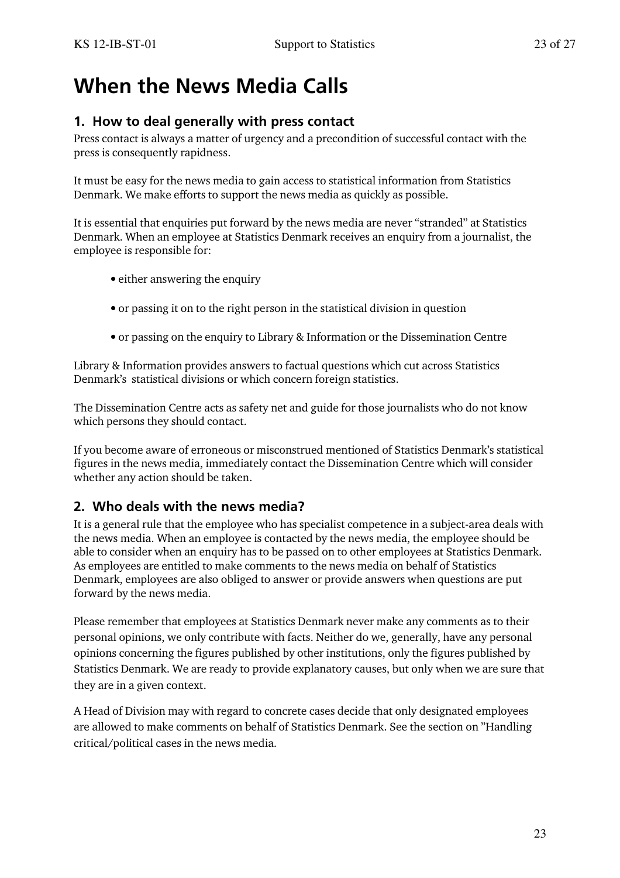# When the News Media Calls

## 1. How to deal generally with press contact

Press contact is always a matter of urgency and a precondition of successful contact with the press is consequently rapidness.

It must be easy for the news media to gain access to statistical information from Statistics Denmark. We make efforts to support the news media as quickly as possible.

It is essential that enquiries put forward by the news media are never "stranded" at Statistics Denmark. When an employee at Statistics Denmark receives an enquiry from a journalist, the employee is responsible for:

- either answering the enquiry
- or passing it on to the right person in the statistical division in question
- or passing on the enquiry to Library & Information or the Dissemination Centre

Library & Information provides answers to factual questions which cut across Statistics Denmark's statistical divisions or which concern foreign statistics.

The Dissemination Centre acts as safety net and guide for those journalists who do not know which persons they should contact.

If you become aware of erroneous or misconstrued mentioned of Statistics Denmark's statistical figures in the news media, immediately contact the Dissemination Centre which will consider whether any action should be taken.

## 2. Who deals with the news media?

It is a general rule that the employee who has specialist competence in a subject-area deals with the news media. When an employee is contacted by the news media, the employee should be able to consider when an enquiry has to be passed on to other employees at Statistics Denmark. As employees are entitled to make comments to the news media on behalf of Statistics Denmark, employees are also obliged to answer or provide answers when questions are put forward by the news media.

Please remember that employees at Statistics Denmark never make any comments as to their personal opinions, we only contribute with facts. Neither do we, generally, have any personal opinions concerning the figures published by other institutions, only the figures published by Statistics Denmark. We are ready to provide explanatory causes, but only when we are sure that they are in a given context.

A Head of Division may with regard to concrete cases decide that only designated employees are allowed to make comments on behalf of Statistics Denmark. See the section on "Handling critical/political cases in the news media.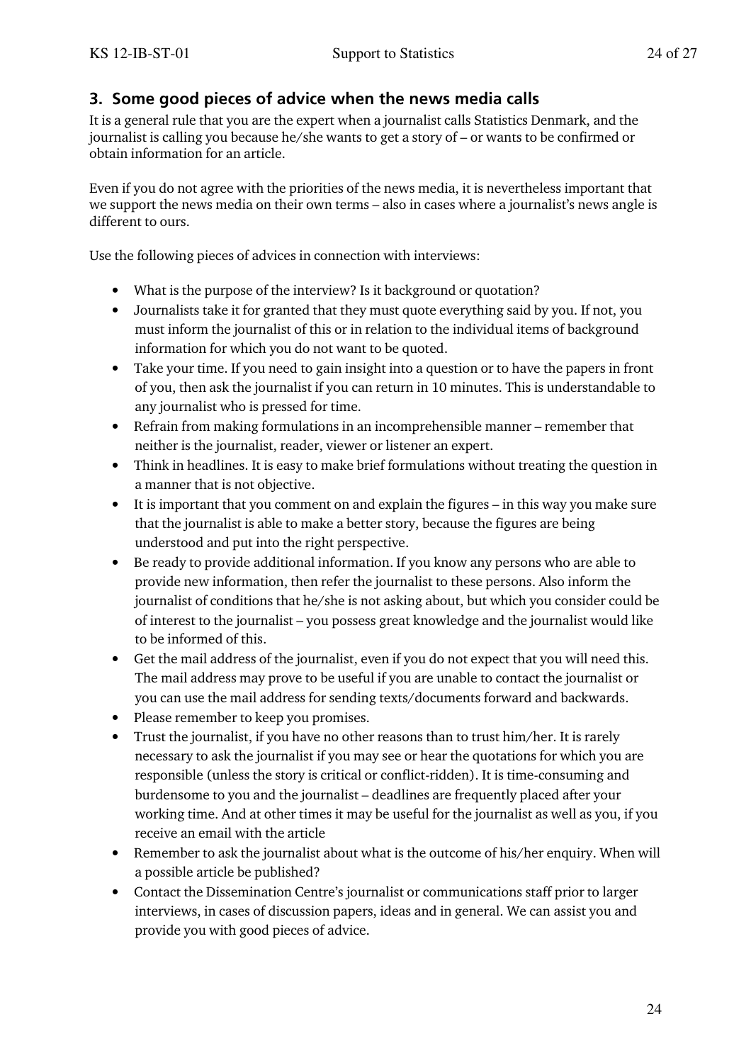## 3. Some good pieces of advice when the news media calls

It is a general rule that you are the expert when a journalist calls Statistics Denmark, and the journalist is calling you because he/she wants to get a story of – or wants to be confirmed or obtain information for an article.

Even if you do not agree with the priorities of the news media, it is nevertheless important that we support the news media on their own terms – also in cases where a journalist's news angle is different to ours.

Use the following pieces of advices in connection with interviews:

- What is the purpose of the interview? Is it background or quotation?
- Journalists take it for granted that they must quote everything said by you. If not, you must inform the journalist of this or in relation to the individual items of background information for which you do not want to be quoted.
- Take your time. If you need to gain insight into a question or to have the papers in front of you, then ask the journalist if you can return in 10 minutes. This is understandable to any journalist who is pressed for time.
- Refrain from making formulations in an incomprehensible manner – remember that neither is the journalist, reader, viewer or listener an expert.
- Think in headlines. It is easy to make brief formulations without treating the question in a manner that is not objective.
- It is important that you comment on and explain the figures – in this way you make sure that the journalist is able to make a better story, because the figures are being understood and put into the right perspective.
- Be ready to provide additional information. If you know any persons who are able to provide new information, then refer the journalist to these persons. Also inform the journalist of conditions that he/she is not asking about, but which you consider could be of interest to the journalist – you possess great knowledge and the journalist would like to be informed of this.
- Get the mail address of the journalist, even if you do not expect that you will need this. The mail address may prove to be useful if you are unable to contact the journalist or you can use the mail address for sending texts/documents forward and backwards.
- Please remember to keep you promises.
- Trust the journalist, if you have no other reasons than to trust him/her. It is rarely necessary to ask the journalist if you may see or hear the quotations for which you are responsible (unless the story is critical or conflict-ridden). It is time-consuming and burdensome to you and the journalist – deadlines are frequently placed after your working time. And at other times it may be useful for the journalist as well as you, if you receive an email with the article
- Remember to ask the journalist about what is the outcome of his/her enquiry. When will a possible article be published?
- Contact the Dissemination Centre's journalist or communications staff prior to larger interviews, in cases of discussion papers, ideas and in general. We can assist you and provide you with good pieces of advice.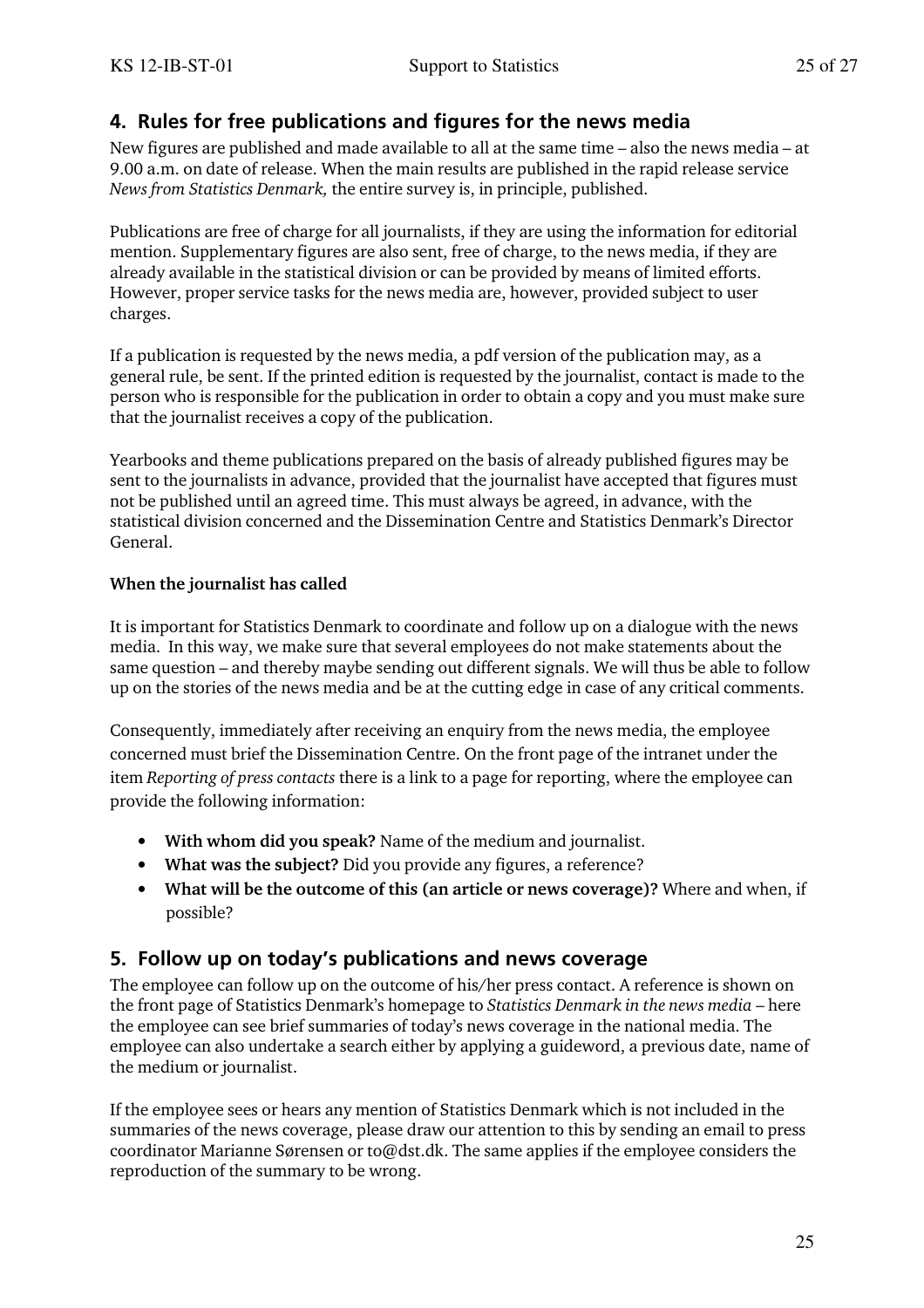## 4. Rules for free publications and figures for the news media

New figures are published and made available to all at the same time – also the news media – at 9.00 a.m. on date of release. When the main results are published in the rapid release service *News from Statistics Denmark,* the entire survey is, in principle, published.

Publications are free of charge for all journalists, if they are using the information for editorial mention. Supplementary figures are also sent, free of charge, to the news media, if they are already available in the statistical division or can be provided by means of limited efforts. However, proper service tasks for the news media are, however, provided subject to user charges.

If a publication is requested by the news media, a pdf version of the publication may, as a general rule, be sent. If the printed edition is requested by the journalist, contact is made to the person who is responsible for the publication in order to obtain a copy and you must make sure that the journalist receives a copy of the publication.

Yearbooks and theme publications prepared on the basis of already published figures may be sent to the journalists in advance, provided that the journalist have accepted that figures must not be published until an agreed time. This must always be agreed, in advance, with the statistical division concerned and the Dissemination Centre and Statistics Denmark's Director General.

**When the journalist has called**

It is important for Statistics Denmark to coordinate and follow up on a dialogue with the news media. In this way, we make sure that several employees do not make statements about the same question – and thereby maybe sending out different signals. We will thus be able to follow up on the stories of the news media and be at the cutting edge in case of any critical comments.

Consequently, immediately after receiving an enquiry from the news media, the employee concerned must brief the Dissemination Centre. On the front page of the intranet under the item *Reporting of press contacts* there is a link to a page for reporting, where the employee can provide the following information:

- **With whom did you speak?** Name of the medium and journalist.
- **What was the subject?** Did you provide any figures, a reference?
- **What will be the outcome of this (an article or news coverage)?** Where and when, if possible?

## 5. Follow up on today's publications and news coverage

The employee can follow up on the outcome of his/her press contact. A reference is shown on the front page of Statistics Denmark's homepage to *Statistics Denmark in the news media* – here the employee can see brief summaries of today's news coverage in the national media. The employee can also undertake a search either by applying a guideword, a previous date, name of the medium or journalist.

If the employee sees or hears any mention of Statistics Denmark which is not included in the summaries of the news coverage, please draw our attention to this by sending an email to press coordinator Marianne Sørensen or to@dst.dk. The same applies if the employee considers the reproduction of the summary to be wrong.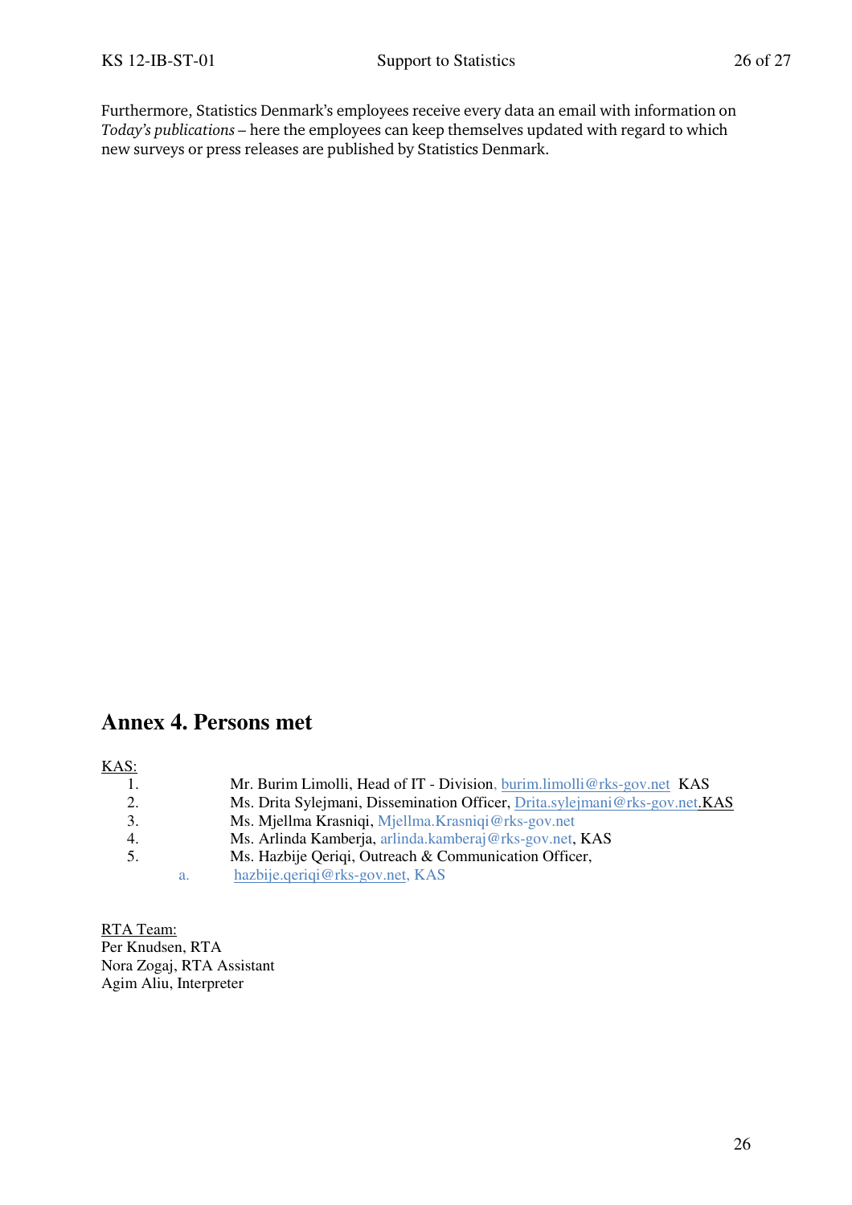Furthermore, Statistics Denmark's employees receive every data an email with information on *Today's publications* – here the employees can keep themselves updated with regard to which new surveys or press releases are published by Statistics Denmark.

# Annex 4. Persons met

KAS:

1. Mr. Burim Limolli, Head of IT - Division, burim.limolli@rks-gov.net KAS
2. Ms. Drita Sylejmani, Dissemination Officer, Drita.sylejmani@rks-gov.net.KAS
3. Ms. Mjellma Krasniqi, Mjellma.Krasniqi@rks-gov.net
4. Ms. Arlinda Kamberja, arlinda.kamberaj@rks-gov.net, KAS
5. Ms. Hazbije Qeriqi, Outreach & Communication Officer,
   a. hazbije.qeriqi@rks-gov.net, KAS

RTA Team:
Per Knudsen, RTA
Nora Zogaj, RTA Assistant
Agim Aliu, Interpreter